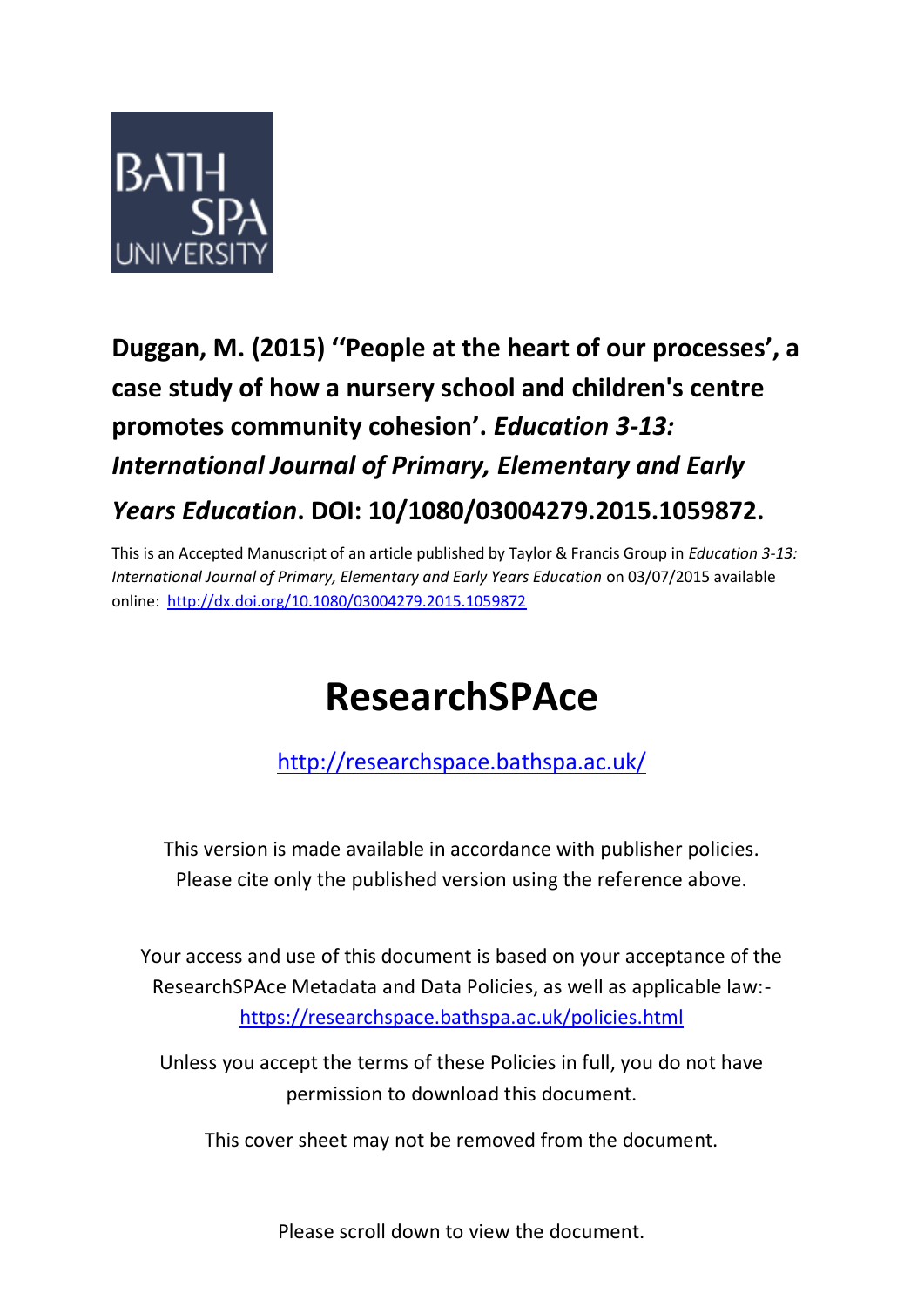BATH SPA UNIVERSITY

**Duggan, M. (2015) ''People at the heart of our processes', a case study of how a nursery school and children's centre promotes community cohesion'. *Education 3-13: International Journal of Primary, Elementary and Early Years Education*. DOI: 10/1080/03004279.2015.1059872.**

This is an Accepted Manuscript of an article published by Taylor & Francis Group in *Education 3-13: International Journal of Primary, Elementary and Early Years Education* on 03/07/2015 available online: http://dx.doi.org/10.1080/03004279.2015.1059872

# ResearchSPAce

http://researchspace.bathspa.ac.uk/

This version is made available in accordance with publisher policies. Please cite only the published version using the reference above.

Your access and use of this document is based on your acceptance of the ResearchSPAce Metadata and Data Policies, as well as applicable law:- https://researchspace.bathspa.ac.uk/policies.html

Unless you accept the terms of these Policies in full, you do not have permission to download this document.

This cover sheet may not be removed from the document.

Please scroll down to view the document.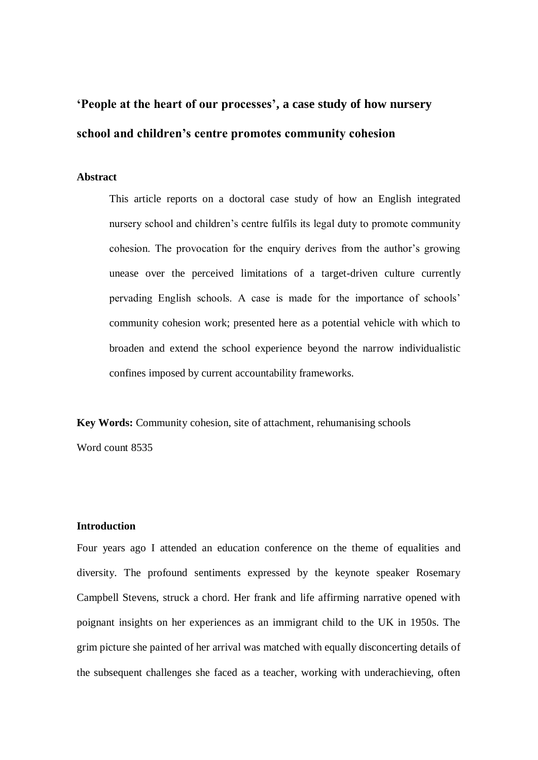# 'People at the heart of our processes', a case study of how nursery school and children's centre promotes community cohesion

**Abstract**

> This article reports on a doctoral case study of how an English integrated nursery school and children's centre fulfils its legal duty to promote community cohesion. The provocation for the enquiry derives from the author's growing unease over the perceived limitations of a target-driven culture currently pervading English schools. A case is made for the importance of schools' community cohesion work; presented here as a potential vehicle with which to broaden and extend the school experience beyond the narrow individualistic confines imposed by current accountability frameworks.

**Key Words:** Community cohesion, site of attachment, rehumanising schools

Word count 8535

**Introduction**

Four years ago I attended an education conference on the theme of equalities and diversity. The profound sentiments expressed by the keynote speaker Rosemary Campbell Stevens, struck a chord. Her frank and life affirming narrative opened with poignant insights on her experiences as an immigrant child to the UK in 1950s. The grim picture she painted of her arrival was matched with equally disconcerting details of the subsequent challenges she faced as a teacher, working with underachieving, often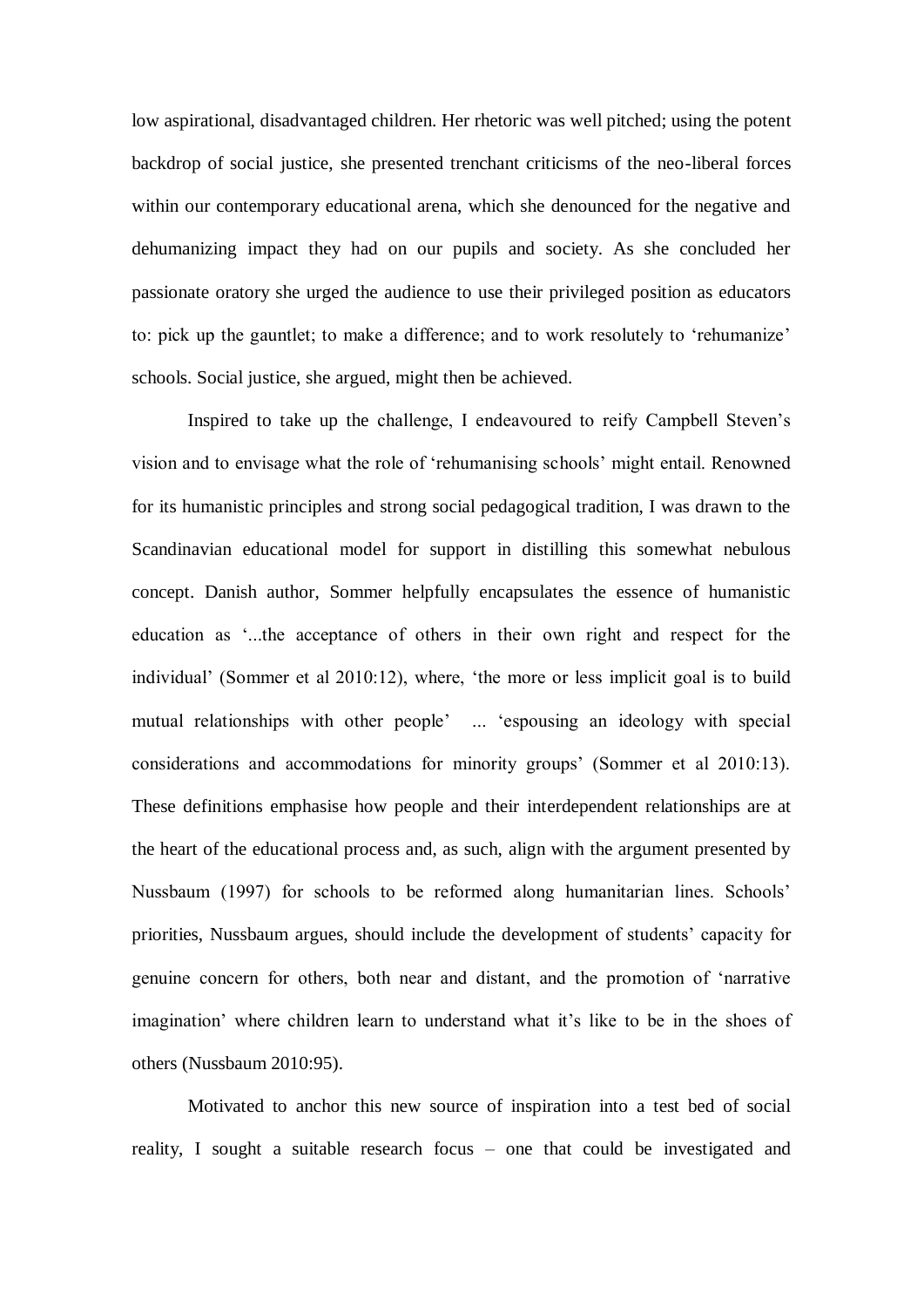low aspirational, disadvantaged children. Her rhetoric was well pitched; using the potent backdrop of social justice, she presented trenchant criticisms of the neo-liberal forces within our contemporary educational arena, which she denounced for the negative and dehumanizing impact they had on our pupils and society. As she concluded her passionate oratory she urged the audience to use their privileged position as educators to: pick up the gauntlet; to make a difference; and to work resolutely to 'rehumanize' schools. Social justice, she argued, might then be achieved.

Inspired to take up the challenge, I endeavoured to reify Campbell Steven's vision and to envisage what the role of 'rehumanising schools' might entail. Renowned for its humanistic principles and strong social pedagogical tradition, I was drawn to the Scandinavian educational model for support in distilling this somewhat nebulous concept. Danish author, Sommer helpfully encapsulates the essence of humanistic education as '...the acceptance of others in their own right and respect for the individual' (Sommer et al 2010:12), where, 'the more or less implicit goal is to build mutual relationships with other people' ... 'espousing an ideology with special considerations and accommodations for minority groups' (Sommer et al 2010:13). These definitions emphasise how people and their interdependent relationships are at the heart of the educational process and, as such, align with the argument presented by Nussbaum (1997) for schools to be reformed along humanitarian lines. Schools' priorities, Nussbaum argues, should include the development of students' capacity for genuine concern for others, both near and distant, and the promotion of 'narrative imagination' where children learn to understand what it's like to be in the shoes of others (Nussbaum 2010:95).

Motivated to anchor this new source of inspiration into a test bed of social reality, I sought a suitable research focus – one that could be investigated and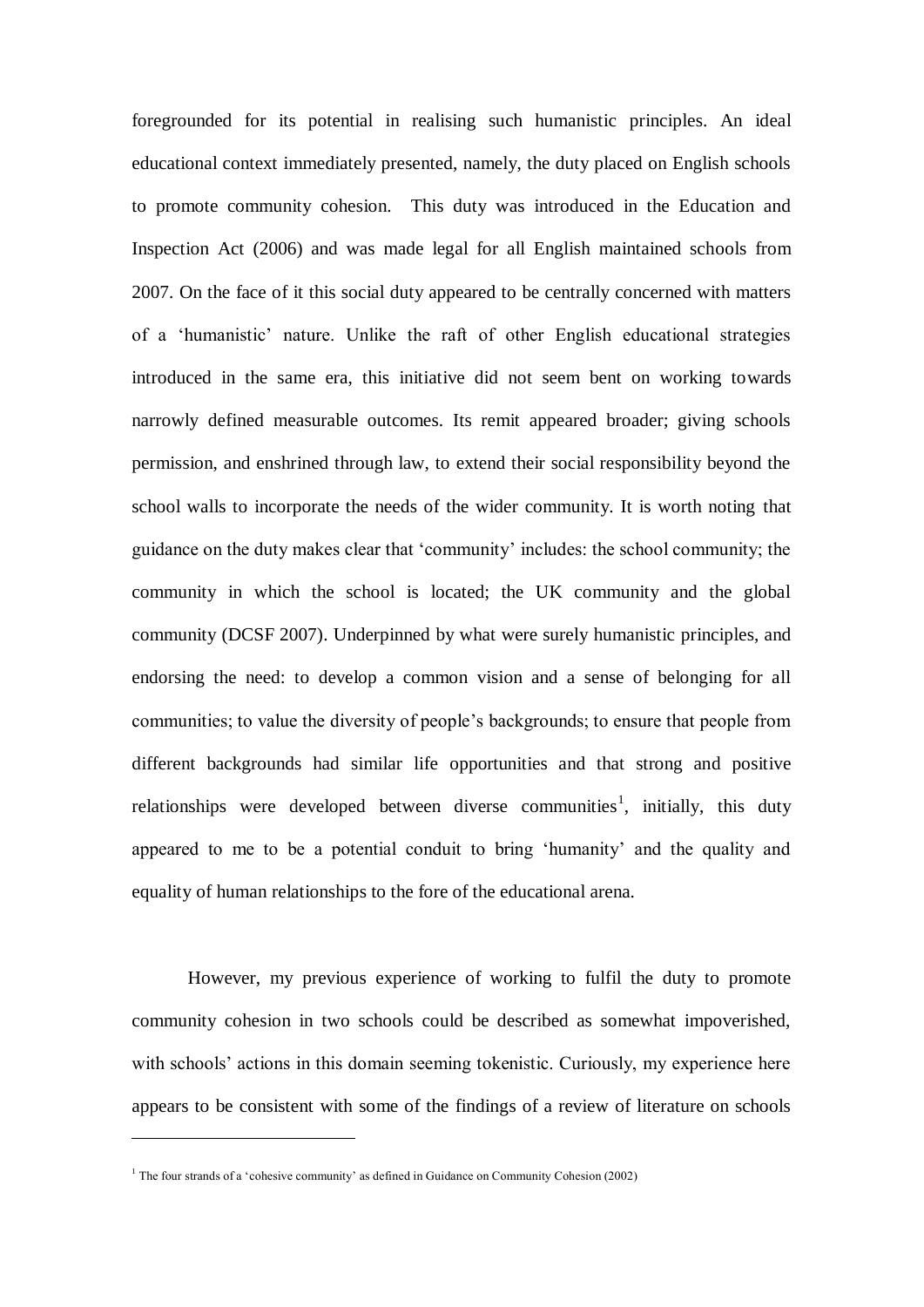foregrounded for its potential in realising such humanistic principles. An ideal educational context immediately presented, namely, the duty placed on English schools to promote community cohesion. This duty was introduced in the Education and Inspection Act (2006) and was made legal for all English maintained schools from 2007. On the face of it this social duty appeared to be centrally concerned with matters of a 'humanistic' nature. Unlike the raft of other English educational strategies introduced in the same era, this initiative did not seem bent on working towards narrowly defined measurable outcomes. Its remit appeared broader; giving schools permission, and enshrined through law, to extend their social responsibility beyond the school walls to incorporate the needs of the wider community. It is worth noting that guidance on the duty makes clear that 'community' includes: the school community; the community in which the school is located; the UK community and the global community (DCSF 2007). Underpinned by what were surely humanistic principles, and endorsing the need: to develop a common vision and a sense of belonging for all communities; to value the diversity of people's backgrounds; to ensure that people from different backgrounds had similar life opportunities and that strong and positive relationships were developed between diverse communities[1], initially, this duty appeared to me to be a potential conduit to bring 'humanity' and the quality and equality of human relationships to the fore of the educational arena.

However, my previous experience of working to fulfil the duty to promote community cohesion in two schools could be described as somewhat impoverished, with schools' actions in this domain seeming tokenistic. Curiously, my experience here appears to be consistent with some of the findings of a review of literature on schools

[1] The four strands of a 'cohesive community' as defined in Guidance on Community Cohesion (2002)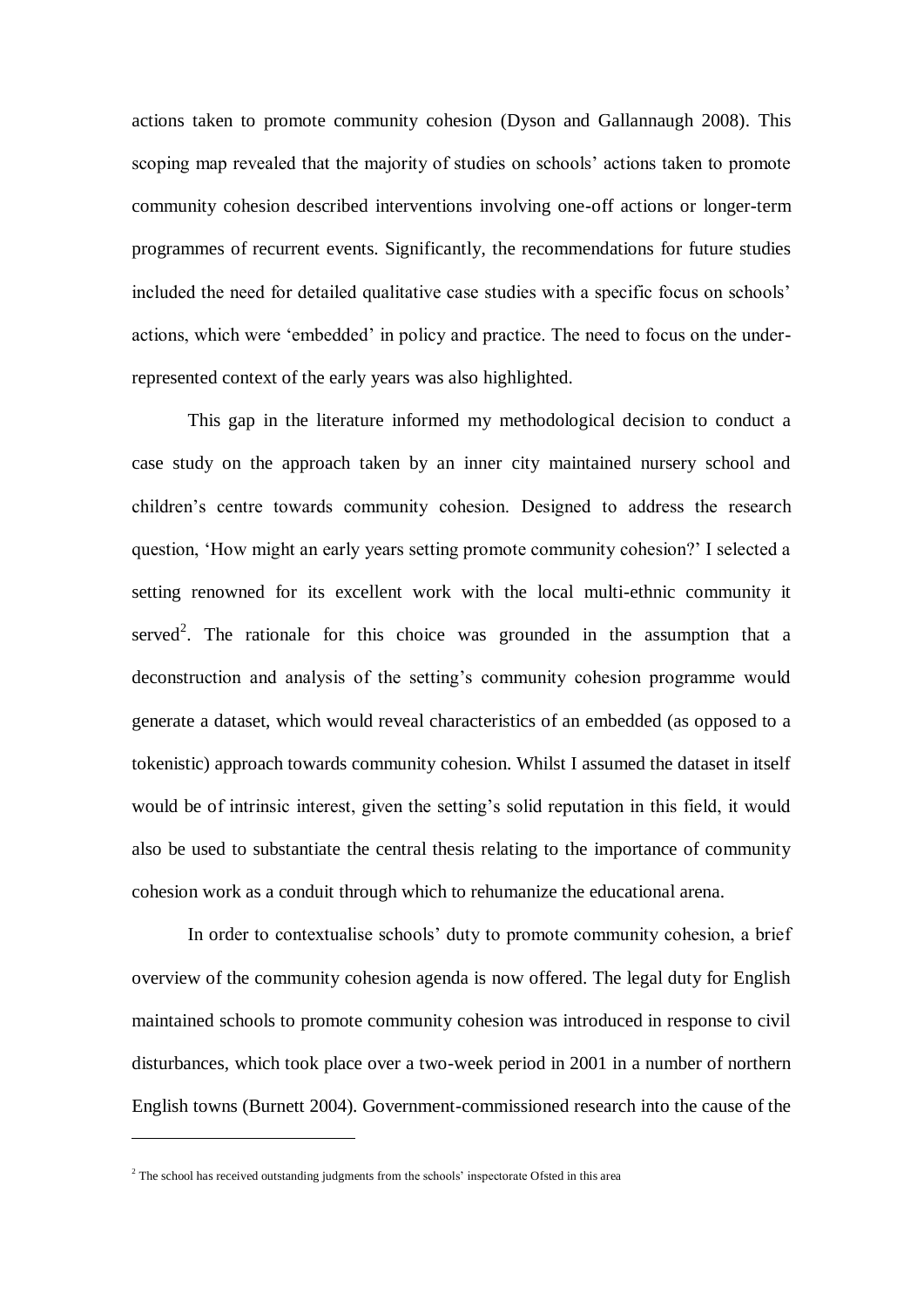actions taken to promote community cohesion (Dyson and Gallannaugh 2008). This scoping map revealed that the majority of studies on schools' actions taken to promote community cohesion described interventions involving one-off actions or longer-term programmes of recurrent events. Significantly, the recommendations for future studies included the need for detailed qualitative case studies with a specific focus on schools' actions, which were 'embedded' in policy and practice. The need to focus on the under-represented context of the early years was also highlighted.

This gap in the literature informed my methodological decision to conduct a case study on the approach taken by an inner city maintained nursery school and children's centre towards community cohesion. Designed to address the research question, 'How might an early years setting promote community cohesion?' I selected a setting renowned for its excellent work with the local multi-ethnic community it served[2]. The rationale for this choice was grounded in the assumption that a deconstruction and analysis of the setting's community cohesion programme would generate a dataset, which would reveal characteristics of an embedded (as opposed to a tokenistic) approach towards community cohesion. Whilst I assumed the dataset in itself would be of intrinsic interest, given the setting's solid reputation in this field, it would also be used to substantiate the central thesis relating to the importance of community cohesion work as a conduit through which to rehumanize the educational arena.

In order to contextualise schools' duty to promote community cohesion, a brief overview of the community cohesion agenda is now offered. The legal duty for English maintained schools to promote community cohesion was introduced in response to civil disturbances, which took place over a two-week period in 2001 in a number of northern English towns (Burnett 2004). Government-commissioned research into the cause of the

---

[2] The school has received outstanding judgments from the schools' inspectorate Ofsted in this area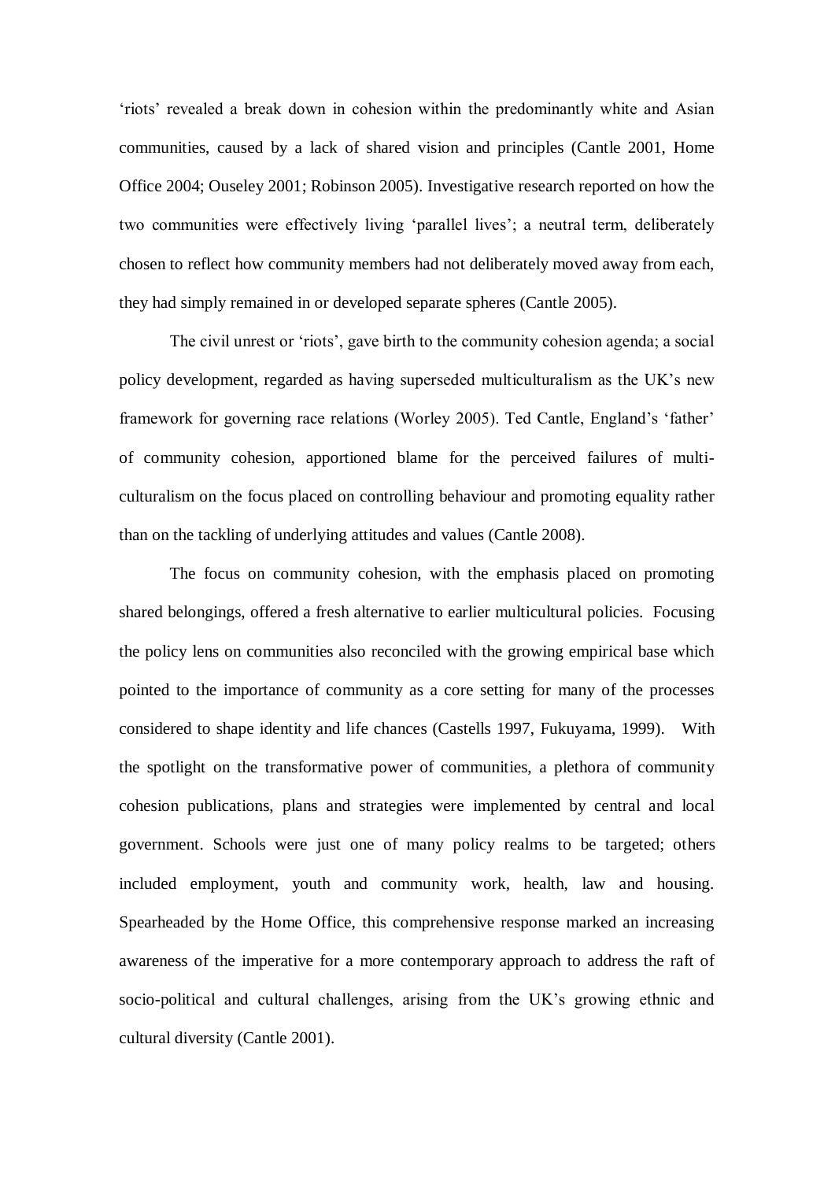'riots' revealed a break down in cohesion within the predominantly white and Asian communities, caused by a lack of shared vision and principles (Cantle 2001, Home Office 2004; Ouseley 2001; Robinson 2005). Investigative research reported on how the two communities were effectively living 'parallel lives'; a neutral term, deliberately chosen to reflect how community members had not deliberately moved away from each, they had simply remained in or developed separate spheres (Cantle 2005).

The civil unrest or 'riots', gave birth to the community cohesion agenda; a social policy development, regarded as having superseded multiculturalism as the UK's new framework for governing race relations (Worley 2005). Ted Cantle, England's 'father' of community cohesion, apportioned blame for the perceived failures of multi-culturalism on the focus placed on controlling behaviour and promoting equality rather than on the tackling of underlying attitudes and values (Cantle 2008).

The focus on community cohesion, with the emphasis placed on promoting shared belongings, offered a fresh alternative to earlier multicultural policies. Focusing the policy lens on communities also reconciled with the growing empirical base which pointed to the importance of community as a core setting for many of the processes considered to shape identity and life chances (Castells 1997, Fukuyama, 1999). With the spotlight on the transformative power of communities, a plethora of community cohesion publications, plans and strategies were implemented by central and local government. Schools were just one of many policy realms to be targeted; others included employment, youth and community work, health, law and housing. Spearheaded by the Home Office, this comprehensive response marked an increasing awareness of the imperative for a more contemporary approach to address the raft of socio-political and cultural challenges, arising from the UK's growing ethnic and cultural diversity (Cantle 2001).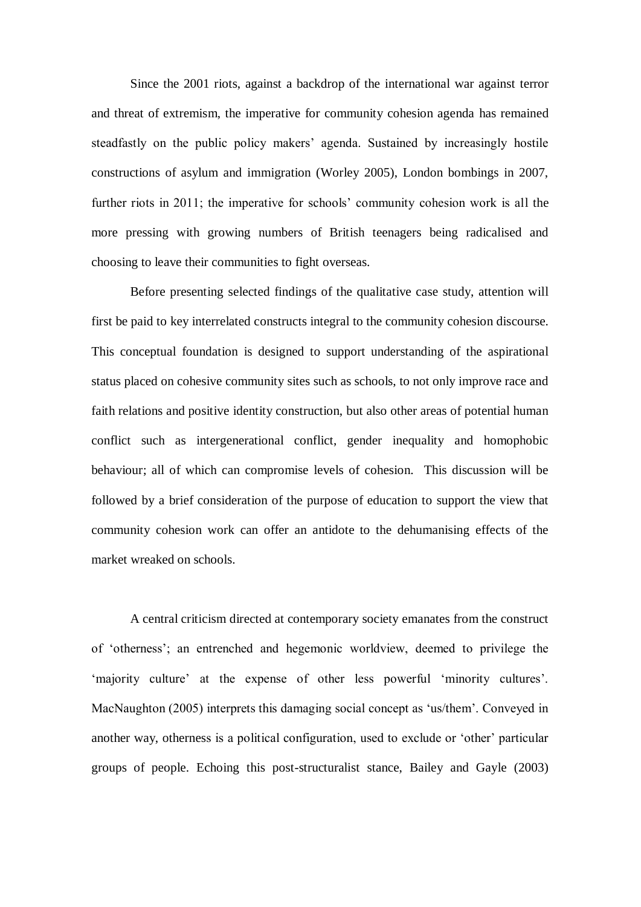Since the 2001 riots, against a backdrop of the international war against terror and threat of extremism, the imperative for community cohesion agenda has remained steadfastly on the public policy makers' agenda. Sustained by increasingly hostile constructions of asylum and immigration (Worley 2005), London bombings in 2007, further riots in 2011; the imperative for schools' community cohesion work is all the more pressing with growing numbers of British teenagers being radicalised and choosing to leave their communities to fight overseas.

Before presenting selected findings of the qualitative case study, attention will first be paid to key interrelated constructs integral to the community cohesion discourse. This conceptual foundation is designed to support understanding of the aspirational status placed on cohesive community sites such as schools, to not only improve race and faith relations and positive identity construction, but also other areas of potential human conflict such as intergenerational conflict, gender inequality and homophobic behaviour; all of which can compromise levels of cohesion. This discussion will be followed by a brief consideration of the purpose of education to support the view that community cohesion work can offer an antidote to the dehumanising effects of the market wreaked on schools.

A central criticism directed at contemporary society emanates from the construct of 'otherness'; an entrenched and hegemonic worldview, deemed to privilege the 'majority culture' at the expense of other less powerful 'minority cultures'. MacNaughton (2005) interprets this damaging social concept as 'us/them'. Conveyed in another way, otherness is a political configuration, used to exclude or 'other' particular groups of people. Echoing this post-structuralist stance, Bailey and Gayle (2003)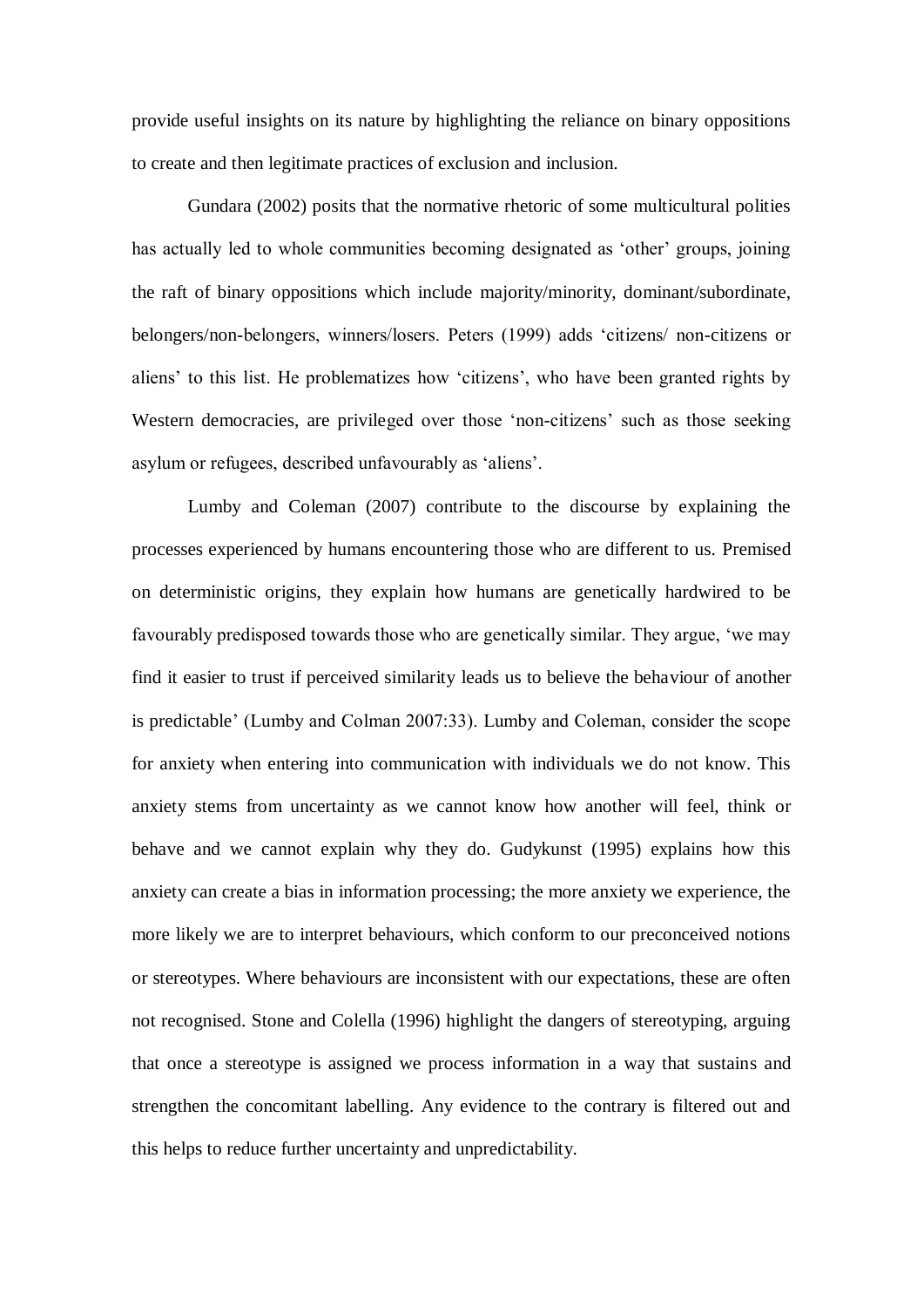provide useful insights on its nature by highlighting the reliance on binary oppositions to create and then legitimate practices of exclusion and inclusion.

Gundara (2002) posits that the normative rhetoric of some multicultural polities has actually led to whole communities becoming designated as 'other' groups, joining the raft of binary oppositions which include majority/minority, dominant/subordinate, belongers/non-belongers, winners/losers. Peters (1999) adds 'citizens/ non-citizens or aliens' to this list. He problematizes how 'citizens', who have been granted rights by Western democracies, are privileged over those 'non-citizens' such as those seeking asylum or refugees, described unfavourably as 'aliens'.

Lumby and Coleman (2007) contribute to the discourse by explaining the processes experienced by humans encountering those who are different to us. Premised on deterministic origins, they explain how humans are genetically hardwired to be favourably predisposed towards those who are genetically similar. They argue, 'we may find it easier to trust if perceived similarity leads us to believe the behaviour of another is predictable' (Lumby and Colman 2007:33). Lumby and Coleman, consider the scope for anxiety when entering into communication with individuals we do not know. This anxiety stems from uncertainty as we cannot know how another will feel, think or behave and we cannot explain why they do. Gudykunst (1995) explains how this anxiety can create a bias in information processing; the more anxiety we experience, the more likely we are to interpret behaviours, which conform to our preconceived notions or stereotypes. Where behaviours are inconsistent with our expectations, these are often not recognised. Stone and Colella (1996) highlight the dangers of stereotyping, arguing that once a stereotype is assigned we process information in a way that sustains and strengthen the concomitant labelling. Any evidence to the contrary is filtered out and this helps to reduce further uncertainty and unpredictability.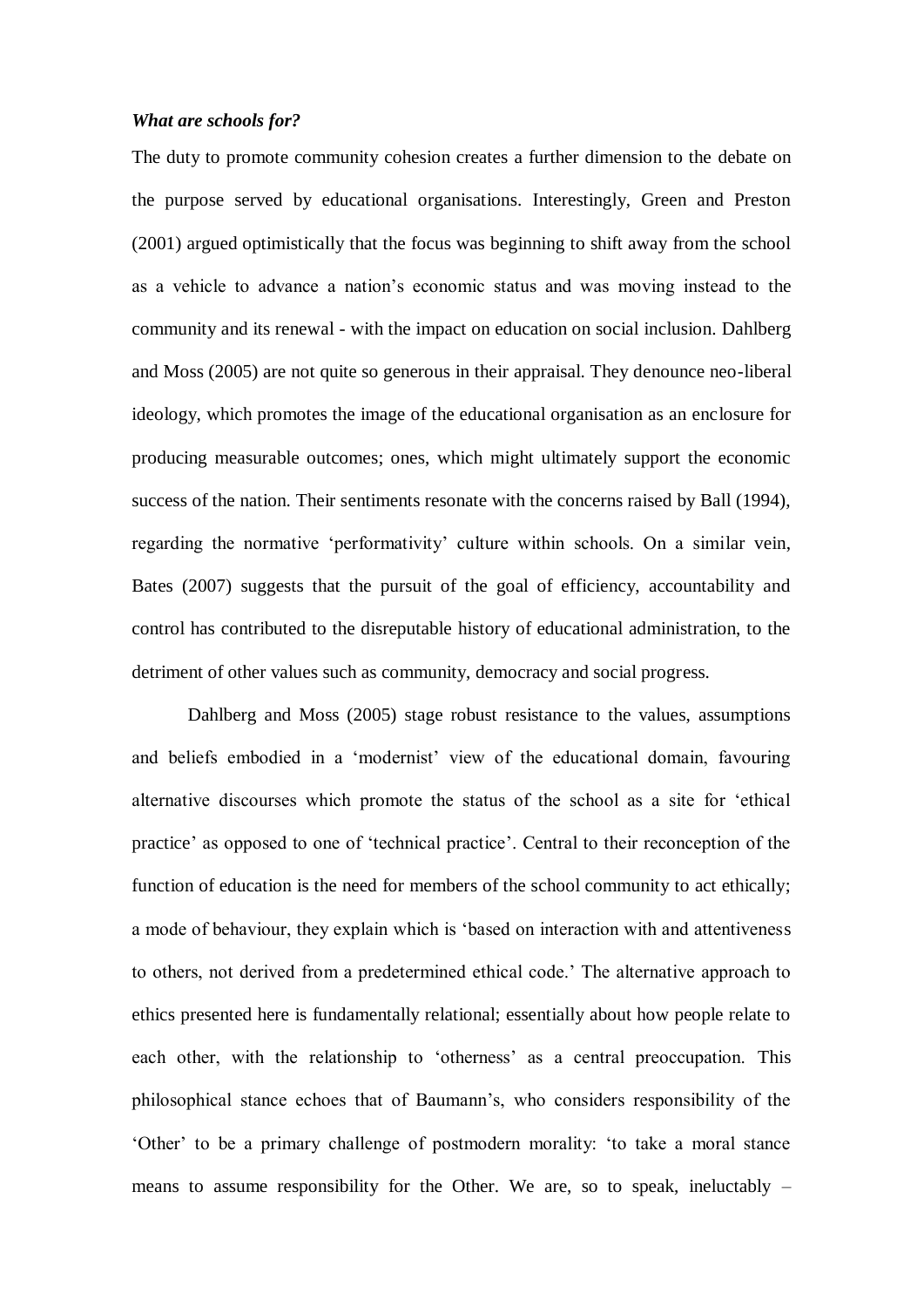### *What are schools for?*

The duty to promote community cohesion creates a further dimension to the debate on the purpose served by educational organisations. Interestingly, Green and Preston (2001) argued optimistically that the focus was beginning to shift away from the school as a vehicle to advance a nation's economic status and was moving instead to the community and its renewal - with the impact on education on social inclusion. Dahlberg and Moss (2005) are not quite so generous in their appraisal. They denounce neo-liberal ideology, which promotes the image of the educational organisation as an enclosure for producing measurable outcomes; ones, which might ultimately support the economic success of the nation. Their sentiments resonate with the concerns raised by Ball (1994), regarding the normative 'performativity' culture within schools. On a similar vein, Bates (2007) suggests that the pursuit of the goal of efficiency, accountability and control has contributed to the disreputable history of educational administration, to the detriment of other values such as community, democracy and social progress.

Dahlberg and Moss (2005) stage robust resistance to the values, assumptions and beliefs embodied in a 'modernist' view of the educational domain, favouring alternative discourses which promote the status of the school as a site for 'ethical practice' as opposed to one of 'technical practice'. Central to their reconception of the function of education is the need for members of the school community to act ethically; a mode of behaviour, they explain which is 'based on interaction with and attentiveness to others, not derived from a predetermined ethical code.' The alternative approach to ethics presented here is fundamentally relational; essentially about how people relate to each other, with the relationship to 'otherness' as a central preoccupation. This philosophical stance echoes that of Baumann's, who considers responsibility of the 'Other' to be a primary challenge of postmodern morality: 'to take a moral stance means to assume responsibility for the Other. We are, so to speak, ineluctably –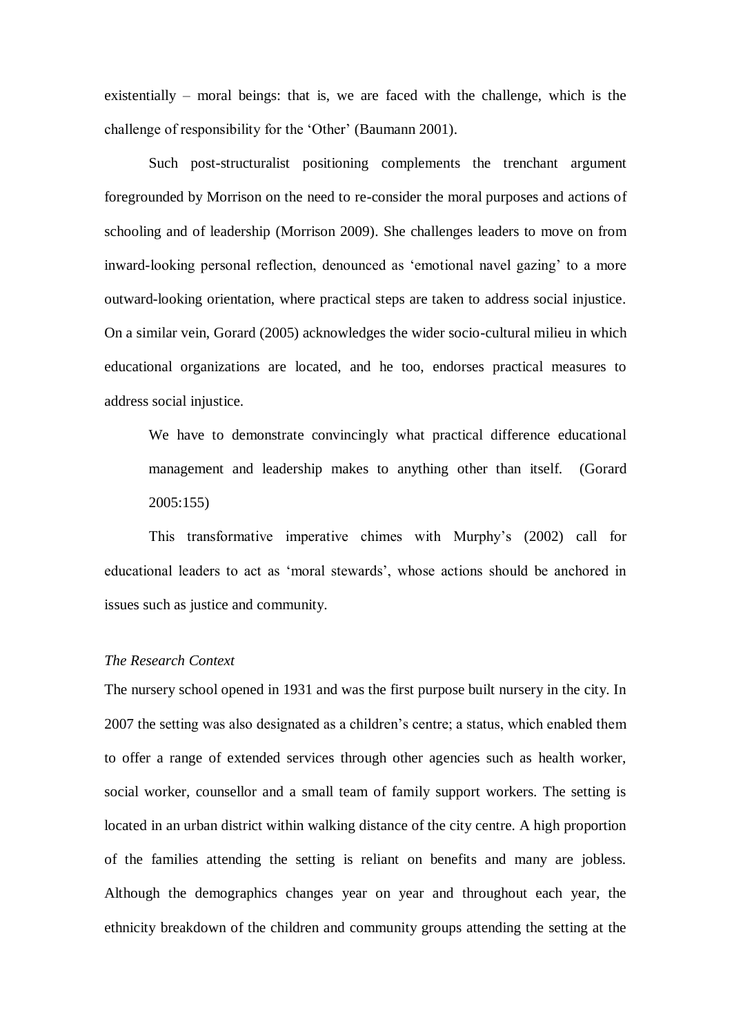existentially – moral beings: that is, we are faced with the challenge, which is the challenge of responsibility for the 'Other' (Baumann 2001).

Such post-structuralist positioning complements the trenchant argument foregrounded by Morrison on the need to re-consider the moral purposes and actions of schooling and of leadership (Morrison 2009). She challenges leaders to move on from inward-looking personal reflection, denounced as 'emotional navel gazing' to a more outward-looking orientation, where practical steps are taken to address social injustice. On a similar vein, Gorard (2005) acknowledges the wider socio-cultural milieu in which educational organizations are located, and he too, endorses practical measures to address social injustice.

> We have to demonstrate convincingly what practical difference educational management and leadership makes to anything other than itself. (Gorard 2005:155)

This transformative imperative chimes with Murphy's (2002) call for educational leaders to act as 'moral stewards', whose actions should be anchored in issues such as justice and community.

### *The Research Context*

The nursery school opened in 1931 and was the first purpose built nursery in the city. In 2007 the setting was also designated as a children's centre; a status, which enabled them to offer a range of extended services through other agencies such as health worker, social worker, counsellor and a small team of family support workers. The setting is located in an urban district within walking distance of the city centre. A high proportion of the families attending the setting is reliant on benefits and many are jobless. Although the demographics changes year on year and throughout each year, the ethnicity breakdown of the children and community groups attending the setting at the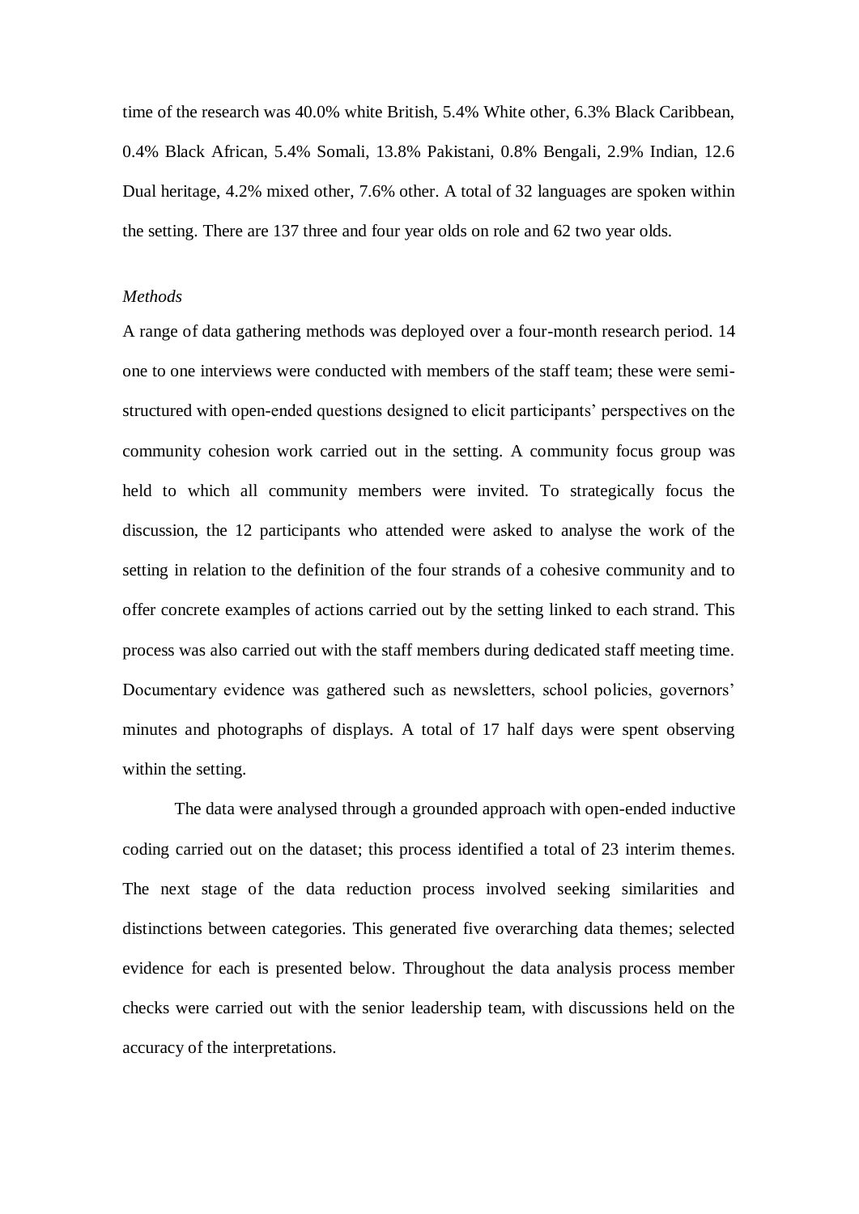time of the research was 40.0% white British, 5.4% White other, 6.3% Black Caribbean, 0.4% Black African, 5.4% Somali, 13.8% Pakistani, 0.8% Bengali, 2.9% Indian, 12.6 Dual heritage, 4.2% mixed other, 7.6% other. A total of 32 languages are spoken within the setting. There are 137 three and four year olds on role and 62 two year olds.

*Methods*

A range of data gathering methods was deployed over a four-month research period. 14 one to one interviews were conducted with members of the staff team; these were semi-structured with open-ended questions designed to elicit participants' perspectives on the community cohesion work carried out in the setting. A community focus group was held to which all community members were invited. To strategically focus the discussion, the 12 participants who attended were asked to analyse the work of the setting in relation to the definition of the four strands of a cohesive community and to offer concrete examples of actions carried out by the setting linked to each strand. This process was also carried out with the staff members during dedicated staff meeting time. Documentary evidence was gathered such as newsletters, school policies, governors' minutes and photographs of displays. A total of 17 half days were spent observing within the setting.

The data were analysed through a grounded approach with open-ended inductive coding carried out on the dataset; this process identified a total of 23 interim themes. The next stage of the data reduction process involved seeking similarities and distinctions between categories. This generated five overarching data themes; selected evidence for each is presented below. Throughout the data analysis process member checks were carried out with the senior leadership team, with discussions held on the accuracy of the interpretations.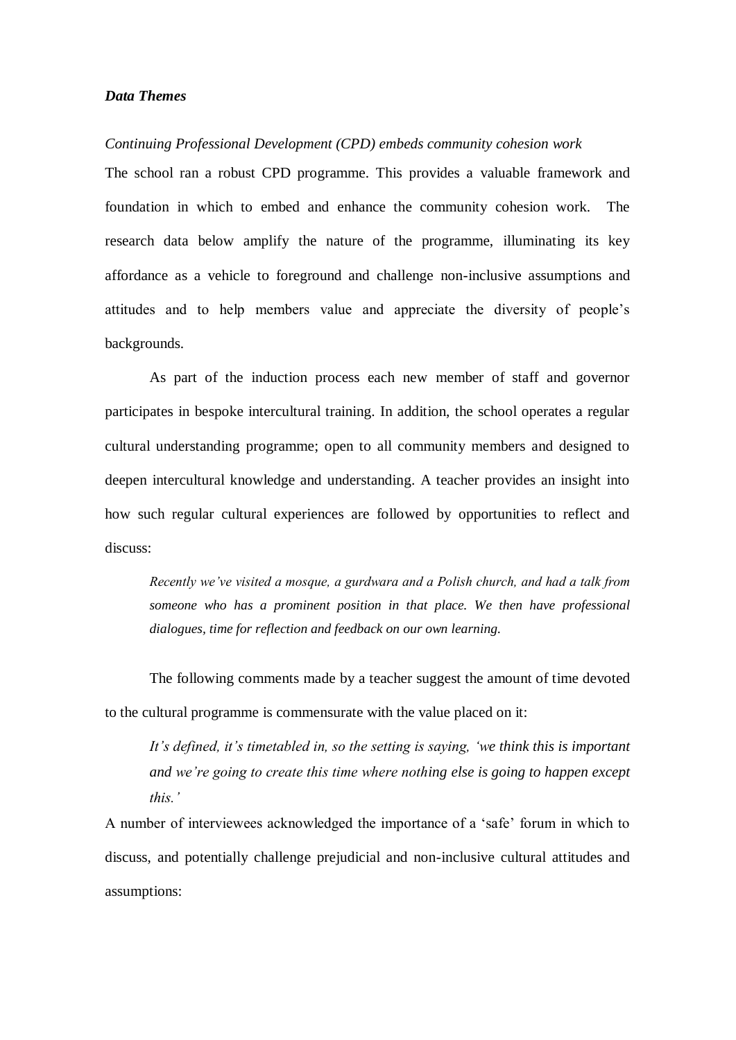***Data Themes***

*Continuing Professional Development (CPD) embeds community cohesion work*

The school ran a robust CPD programme. This provides a valuable framework and foundation in which to embed and enhance the community cohesion work. The research data below amplify the nature of the programme, illuminating its key affordance as a vehicle to foreground and challenge non-inclusive assumptions and attitudes and to help members value and appreciate the diversity of people's backgrounds.

As part of the induction process each new member of staff and governor participates in bespoke intercultural training. In addition, the school operates a regular cultural understanding programme; open to all community members and designed to deepen intercultural knowledge and understanding. A teacher provides an insight into how such regular cultural experiences are followed by opportunities to reflect and discuss:

> *Recently we've visited a mosque, a gurdwara and a Polish church, and had a talk from someone who has a prominent position in that place. We then have professional dialogues, time for reflection and feedback on our own learning.*

The following comments made by a teacher suggest the amount of time devoted to the cultural programme is commensurate with the value placed on it:

> *It's defined, it's timetabled in, so the setting is saying, 'we think this is important and we're going to create this time where nothing else is going to happen except this.'*

A number of interviewees acknowledged the importance of a 'safe' forum in which to discuss, and potentially challenge prejudicial and non-inclusive cultural attitudes and assumptions: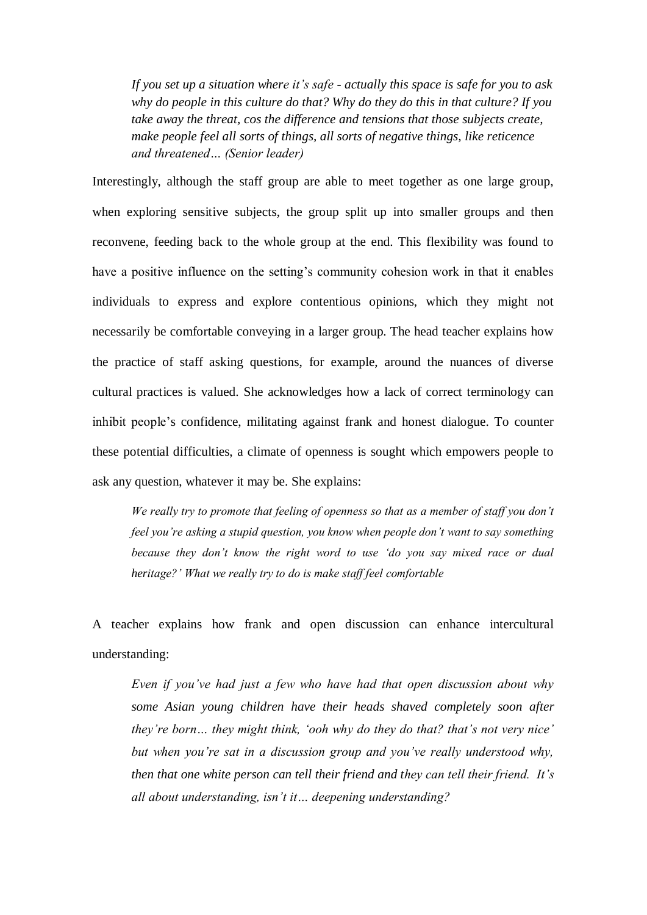> *If you set up a situation where it's safe - actually this space is safe for you to ask why do people in this culture do that? Why do they do this in that culture? If you take away the threat, cos the difference and tensions that those subjects create, make people feel all sorts of things, all sorts of negative things, like reticence and threatened… (Senior leader)*

Interestingly, although the staff group are able to meet together as one large group, when exploring sensitive subjects, the group split up into smaller groups and then reconvene, feeding back to the whole group at the end. This flexibility was found to have a positive influence on the setting's community cohesion work in that it enables individuals to express and explore contentious opinions, which they might not necessarily be comfortable conveying in a larger group. The head teacher explains how the practice of staff asking questions, for example, around the nuances of diverse cultural practices is valued. She acknowledges how a lack of correct terminology can inhibit people's confidence, militating against frank and honest dialogue. To counter these potential difficulties, a climate of openness is sought which empowers people to ask any question, whatever it may be. She explains:

> *We really try to promote that feeling of openness so that as a member of staff you don't feel you're asking a stupid question, you know when people don't want to say something because they don't know the right word to use 'do you say mixed race or dual heritage?' What we really try to do is make staff feel comfortable*

A teacher explains how frank and open discussion can enhance intercultural understanding:

> *Even if you've had just a few who have had that open discussion about why some Asian young children have their heads shaved completely soon after they're born… they might think, 'ooh why do they do that? that's not very nice' but when you're sat in a discussion group and you've really understood why, then that one white person can tell their friend and they can tell their friend. It's all about understanding, isn't it… deepening understanding?*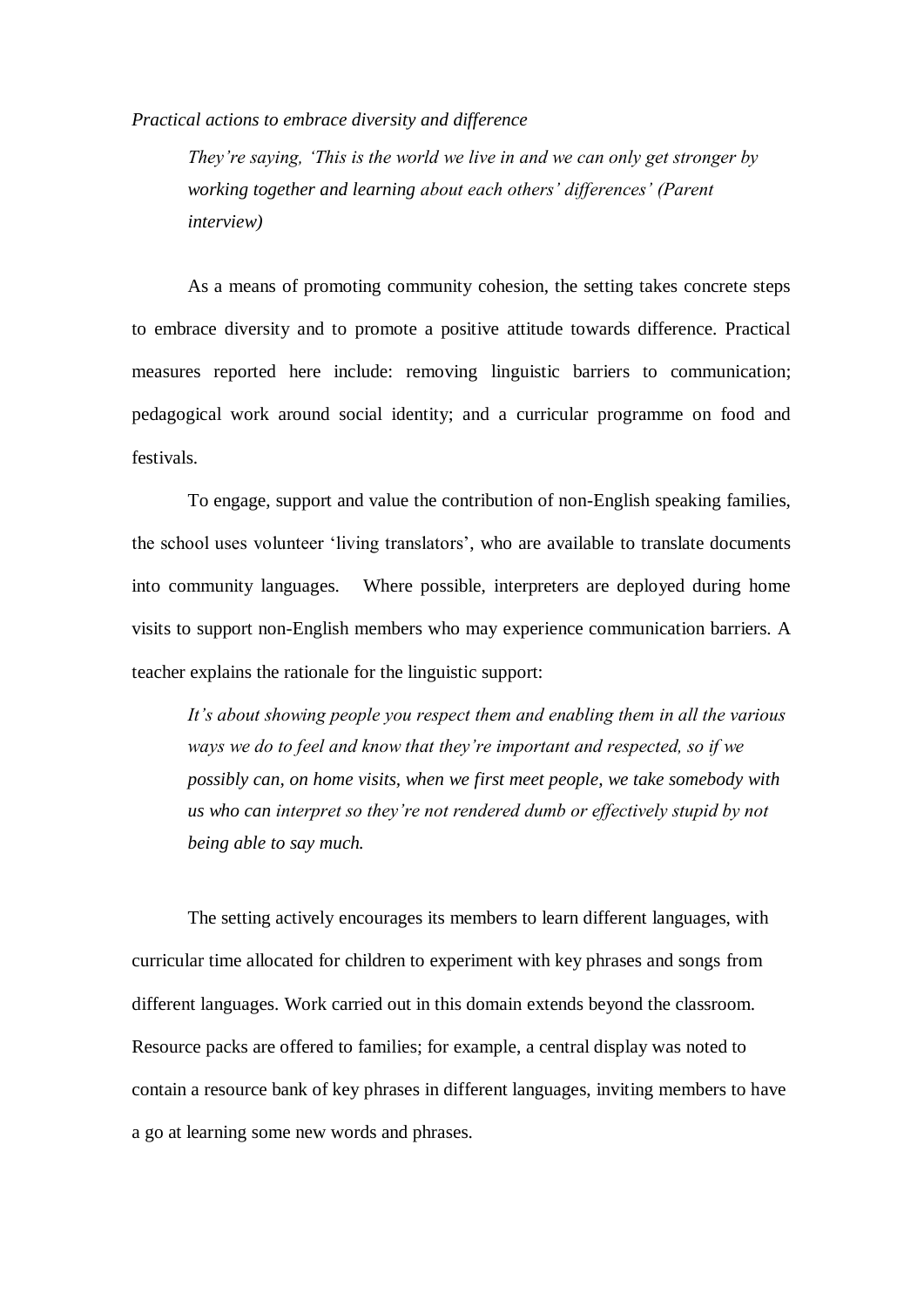*Practical actions to embrace diversity and difference*

> *They're saying, 'This is the world we live in and we can only get stronger by working together and learning about each others' differences' (Parent interview)*

As a means of promoting community cohesion, the setting takes concrete steps to embrace diversity and to promote a positive attitude towards difference. Practical measures reported here include: removing linguistic barriers to communication; pedagogical work around social identity; and a curricular programme on food and festivals.

To engage, support and value the contribution of non-English speaking families, the school uses volunteer 'living translators', who are available to translate documents into community languages. Where possible, interpreters are deployed during home visits to support non-English members who may experience communication barriers. A teacher explains the rationale for the linguistic support:

> *It's about showing people you respect them and enabling them in all the various ways we do to feel and know that they're important and respected, so if we possibly can, on home visits, when we first meet people, we take somebody with us who can interpret so they're not rendered dumb or effectively stupid by not being able to say much.*

The setting actively encourages its members to learn different languages, with curricular time allocated for children to experiment with key phrases and songs from different languages. Work carried out in this domain extends beyond the classroom. Resource packs are offered to families; for example, a central display was noted to contain a resource bank of key phrases in different languages, inviting members to have a go at learning some new words and phrases.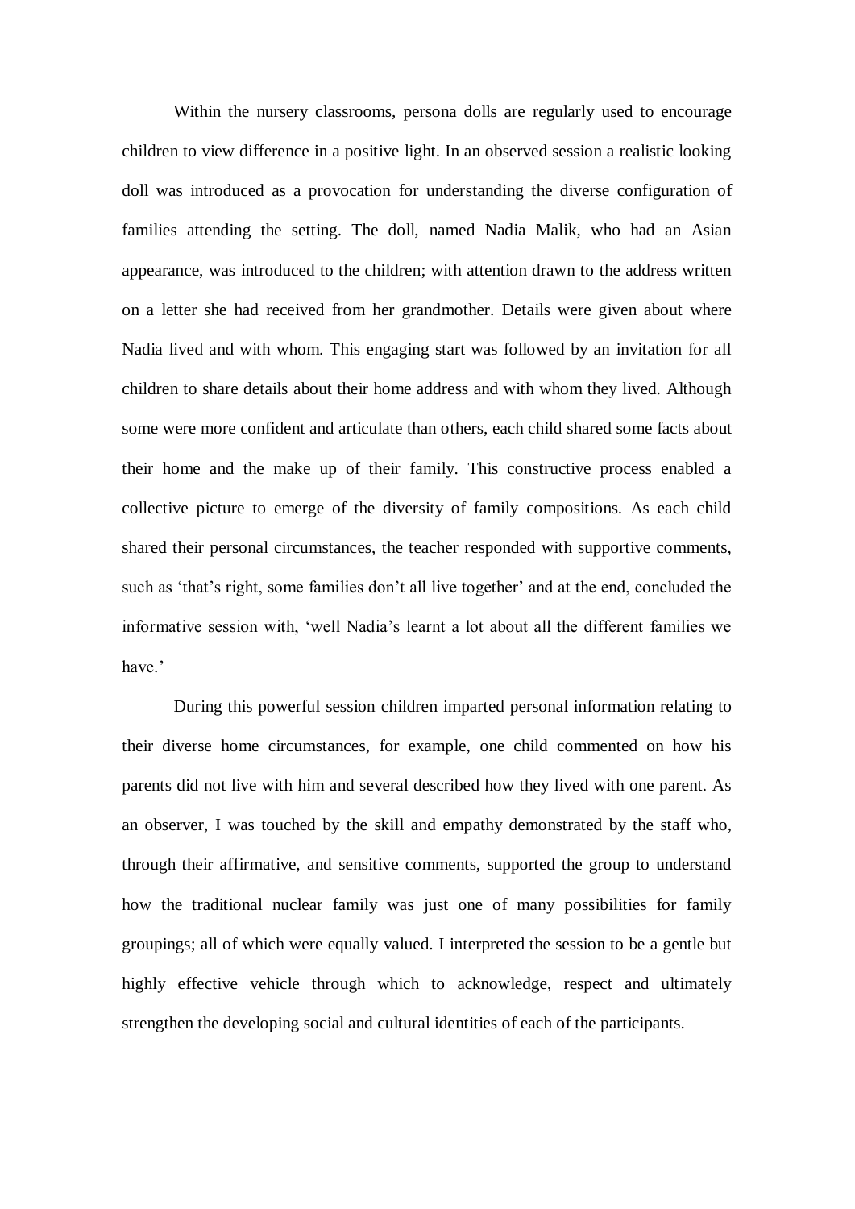Within the nursery classrooms, persona dolls are regularly used to encourage children to view difference in a positive light. In an observed session a realistic looking doll was introduced as a provocation for understanding the diverse configuration of families attending the setting. The doll, named Nadia Malik, who had an Asian appearance, was introduced to the children; with attention drawn to the address written on a letter she had received from her grandmother. Details were given about where Nadia lived and with whom. This engaging start was followed by an invitation for all children to share details about their home address and with whom they lived. Although some were more confident and articulate than others, each child shared some facts about their home and the make up of their family. This constructive process enabled a collective picture to emerge of the diversity of family compositions. As each child shared their personal circumstances, the teacher responded with supportive comments, such as 'that's right, some families don't all live together' and at the end, concluded the informative session with, 'well Nadia's learnt a lot about all the different families we have.'

During this powerful session children imparted personal information relating to their diverse home circumstances, for example, one child commented on how his parents did not live with him and several described how they lived with one parent. As an observer, I was touched by the skill and empathy demonstrated by the staff who, through their affirmative, and sensitive comments, supported the group to understand how the traditional nuclear family was just one of many possibilities for family groupings; all of which were equally valued. I interpreted the session to be a gentle but highly effective vehicle through which to acknowledge, respect and ultimately strengthen the developing social and cultural identities of each of the participants.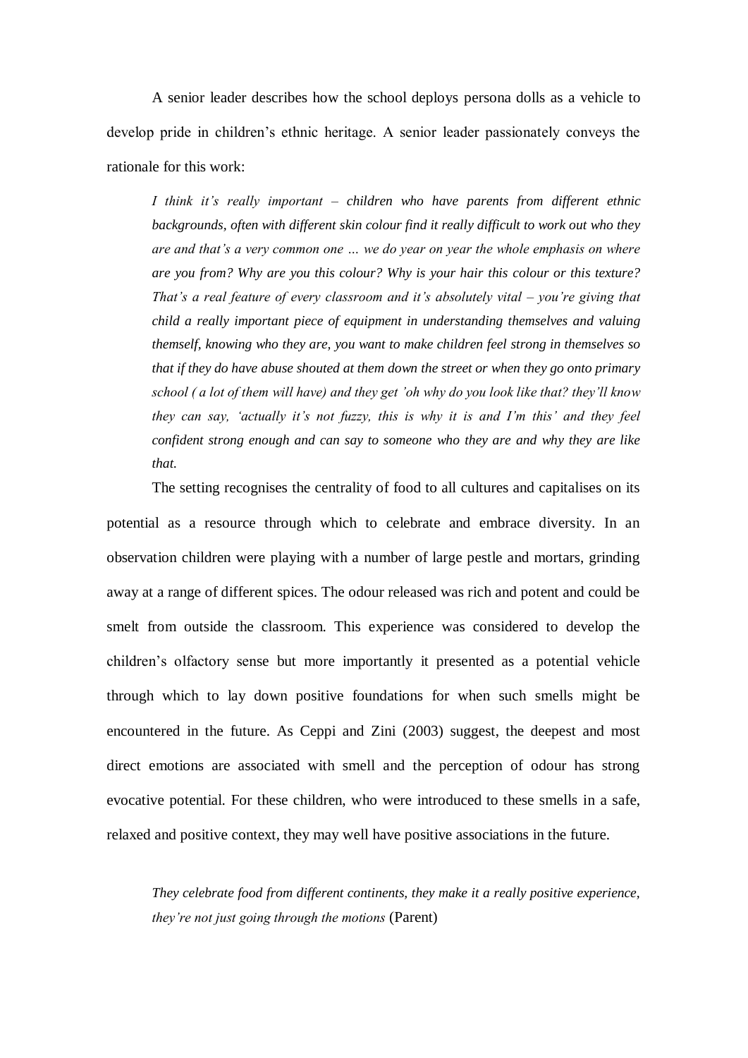A senior leader describes how the school deploys persona dolls as a vehicle to develop pride in children's ethnic heritage. A senior leader passionately conveys the rationale for this work:

> *I think it's really important – children who have parents from different ethnic backgrounds, often with different skin colour find it really difficult to work out who they are and that's a very common one … we do year on year the whole emphasis on where are you from? Why are you this colour? Why is your hair this colour or this texture? That's a real feature of every classroom and it's absolutely vital – you're giving that child a really important piece of equipment in understanding themselves and valuing themself, knowing who they are, you want to make children feel strong in themselves so that if they do have abuse shouted at them down the street or when they go onto primary school ( a lot of them will have) and they get 'oh why do you look like that? they'll know they can say, 'actually it's not fuzzy, this is why it is and I'm this' and they feel confident strong enough and can say to someone who they are and why they are like that.*

The setting recognises the centrality of food to all cultures and capitalises on its potential as a resource through which to celebrate and embrace diversity. In an observation children were playing with a number of large pestle and mortars, grinding away at a range of different spices. The odour released was rich and potent and could be smelt from outside the classroom. This experience was considered to develop the children's olfactory sense but more importantly it presented as a potential vehicle through which to lay down positive foundations for when such smells might be encountered in the future. As Ceppi and Zini (2003) suggest, the deepest and most direct emotions are associated with smell and the perception of odour has strong evocative potential. For these children, who were introduced to these smells in a safe, relaxed and positive context, they may well have positive associations in the future.

> *They celebrate food from different continents, they make it a really positive experience, they're not just going through the motions* (Parent)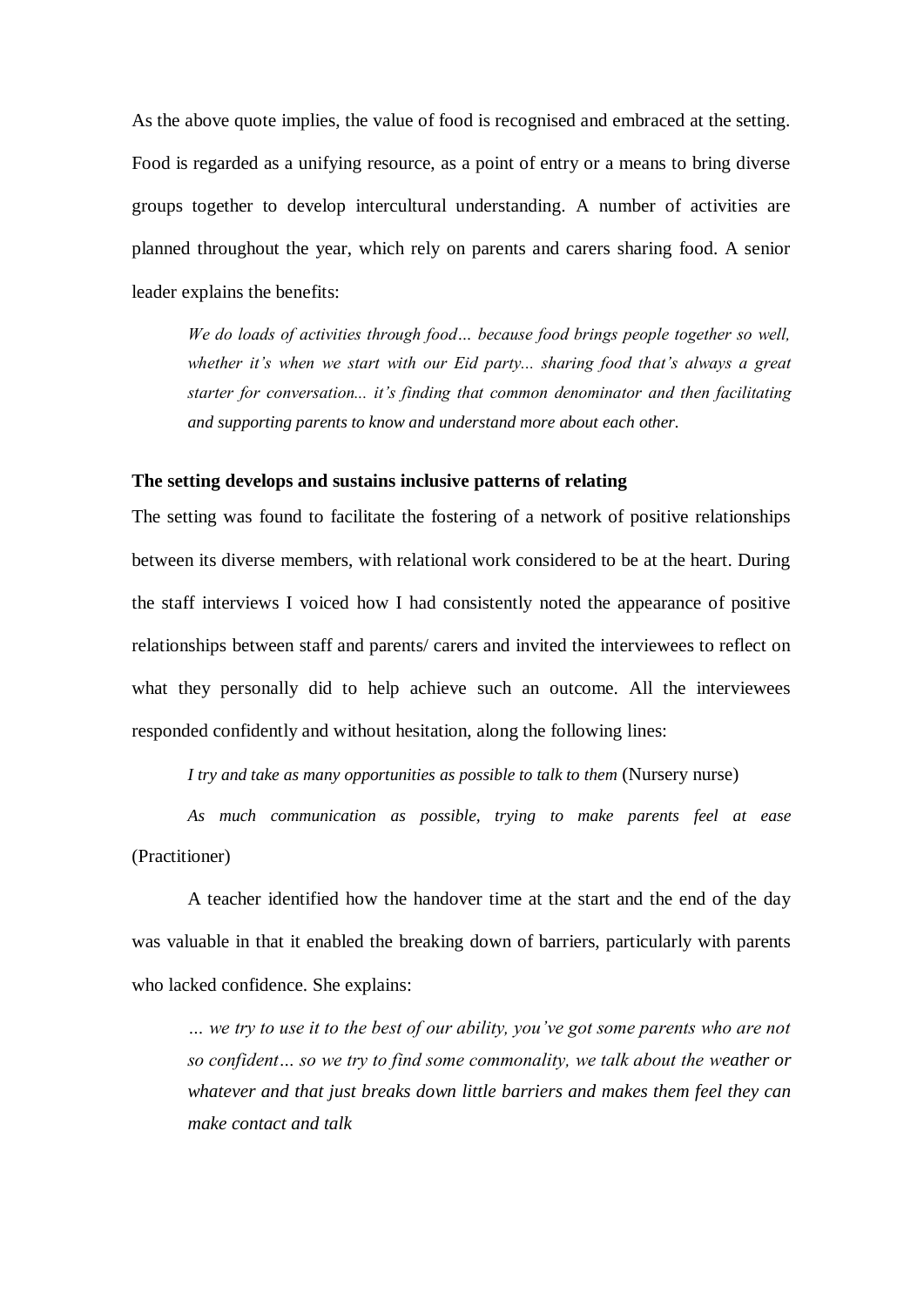As the above quote implies, the value of food is recognised and embraced at the setting. Food is regarded as a unifying resource, as a point of entry or a means to bring diverse groups together to develop intercultural understanding. A number of activities are planned throughout the year, which rely on parents and carers sharing food. A senior leader explains the benefits:

> *We do loads of activities through food… because food brings people together so well, whether it's when we start with our Eid party... sharing food that's always a great starter for conversation... it's finding that common denominator and then facilitating and supporting parents to know and understand more about each other.*

**The setting develops and sustains inclusive patterns of relating**

The setting was found to facilitate the fostering of a network of positive relationships between its diverse members, with relational work considered to be at the heart. During the staff interviews I voiced how I had consistently noted the appearance of positive relationships between staff and parents/ carers and invited the interviewees to reflect on what they personally did to help achieve such an outcome. All the interviewees responded confidently and without hesitation, along the following lines:

*I try and take as many opportunities as possible to talk to them* (Nursery nurse)

*As much communication as possible, trying to make parents feel at ease* (Practitioner)

A teacher identified how the handover time at the start and the end of the day was valuable in that it enabled the breaking down of barriers, particularly with parents who lacked confidence. She explains:

> *… we try to use it to the best of our ability, you've got some parents who are not so confident… so we try to find some commonality, we talk about the weather or whatever and that just breaks down little barriers and makes them feel they can make contact and talk*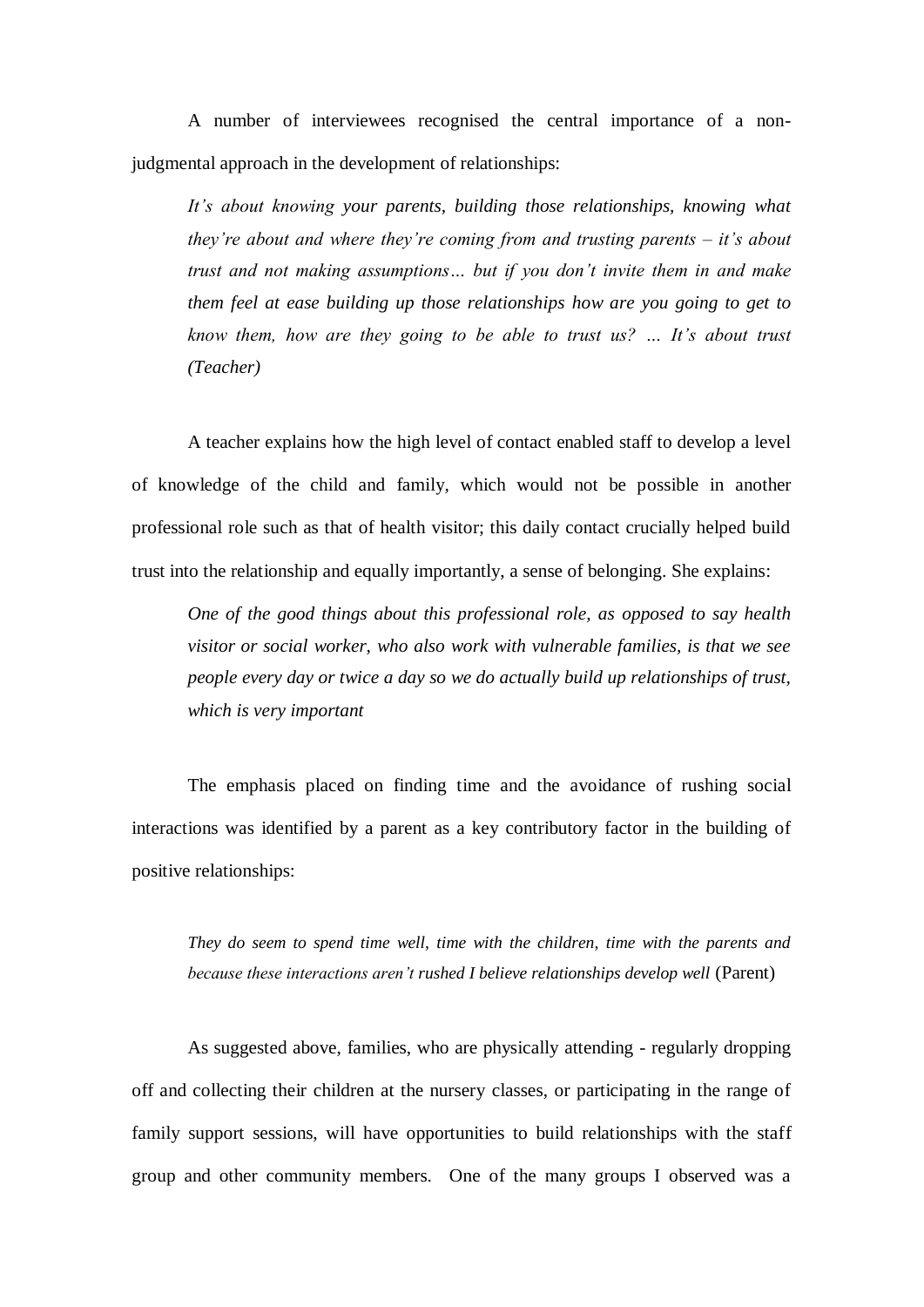A number of interviewees recognised the central importance of a non-judgmental approach in the development of relationships:

> *It's about knowing your parents, building those relationships, knowing what they're about and where they're coming from and trusting parents – it's about trust and not making assumptions… but if you don't invite them in and make them feel at ease building up those relationships how are you going to get to know them, how are they going to be able to trust us? … It's about trust (Teacher)*

A teacher explains how the high level of contact enabled staff to develop a level of knowledge of the child and family, which would not be possible in another professional role such as that of health visitor; this daily contact crucially helped build trust into the relationship and equally importantly, a sense of belonging. She explains:

> *One of the good things about this professional role, as opposed to say health visitor or social worker, who also work with vulnerable families, is that we see people every day or twice a day so we do actually build up relationships of trust, which is very important*

The emphasis placed on finding time and the avoidance of rushing social interactions was identified by a parent as a key contributory factor in the building of positive relationships:

> *They do seem to spend time well, time with the children, time with the parents and because these interactions aren't rushed I believe relationships develop well* (Parent)

As suggested above, families, who are physically attending - regularly dropping off and collecting their children at the nursery classes, or participating in the range of family support sessions, will have opportunities to build relationships with the staff group and other community members. One of the many groups I observed was a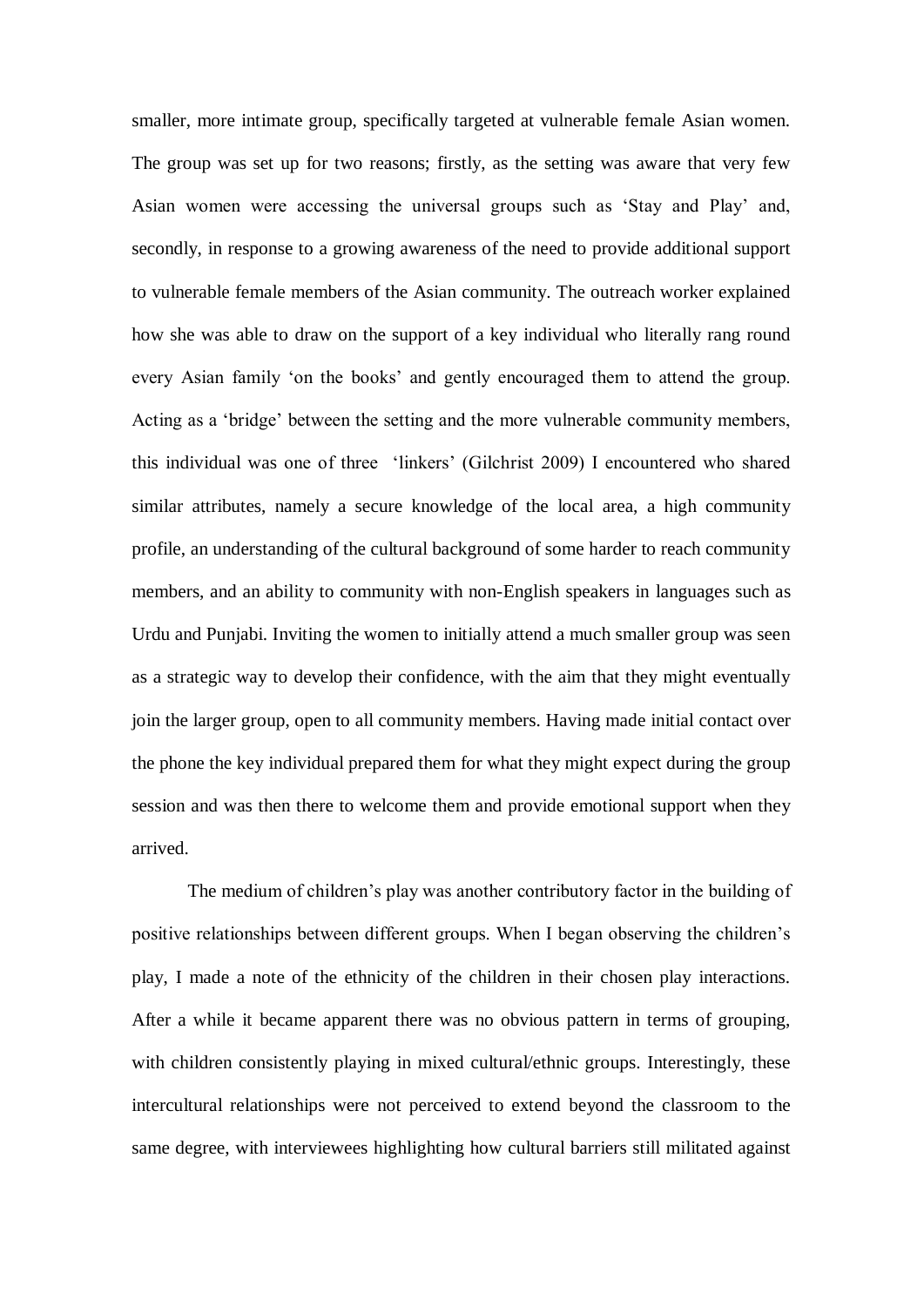smaller, more intimate group, specifically targeted at vulnerable female Asian women. The group was set up for two reasons; firstly, as the setting was aware that very few Asian women were accessing the universal groups such as 'Stay and Play' and, secondly, in response to a growing awareness of the need to provide additional support to vulnerable female members of the Asian community. The outreach worker explained how she was able to draw on the support of a key individual who literally rang round every Asian family 'on the books' and gently encouraged them to attend the group. Acting as a 'bridge' between the setting and the more vulnerable community members, this individual was one of three 'linkers' (Gilchrist 2009) I encountered who shared similar attributes, namely a secure knowledge of the local area, a high community profile, an understanding of the cultural background of some harder to reach community members, and an ability to community with non-English speakers in languages such as Urdu and Punjabi. Inviting the women to initially attend a much smaller group was seen as a strategic way to develop their confidence, with the aim that they might eventually join the larger group, open to all community members. Having made initial contact over the phone the key individual prepared them for what they might expect during the group session and was then there to welcome them and provide emotional support when they arrived.

The medium of children's play was another contributory factor in the building of positive relationships between different groups. When I began observing the children's play, I made a note of the ethnicity of the children in their chosen play interactions. After a while it became apparent there was no obvious pattern in terms of grouping, with children consistently playing in mixed cultural/ethnic groups. Interestingly, these intercultural relationships were not perceived to extend beyond the classroom to the same degree, with interviewees highlighting how cultural barriers still militated against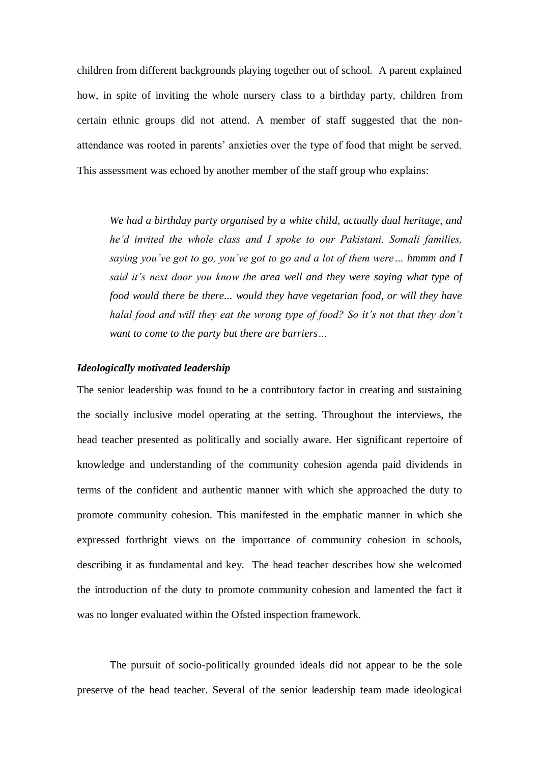children from different backgrounds playing together out of school. A parent explained how, in spite of inviting the whole nursery class to a birthday party, children from certain ethnic groups did not attend. A member of staff suggested that the non-attendance was rooted in parents' anxieties over the type of food that might be served. This assessment was echoed by another member of the staff group who explains:

> *We had a birthday party organised by a white child, actually dual heritage, and he'd invited the whole class and I spoke to our Pakistani, Somali families, saying you've got to go, you've got to go and a lot of them were… hmmm and I said it's next door you know the area well and they were saying what type of food would there be there... would they have vegetarian food, or will they have halal food and will they eat the wrong type of food? So it's not that they don't want to come to the party but there are barriers…*

### *Ideologically motivated leadership*

The senior leadership was found to be a contributory factor in creating and sustaining the socially inclusive model operating at the setting. Throughout the interviews, the head teacher presented as politically and socially aware. Her significant repertoire of knowledge and understanding of the community cohesion agenda paid dividends in terms of the confident and authentic manner with which she approached the duty to promote community cohesion. This manifested in the emphatic manner in which she expressed forthright views on the importance of community cohesion in schools, describing it as fundamental and key. The head teacher describes how she welcomed the introduction of the duty to promote community cohesion and lamented the fact it was no longer evaluated within the Ofsted inspection framework.

The pursuit of socio-politically grounded ideals did not appear to be the sole preserve of the head teacher. Several of the senior leadership team made ideological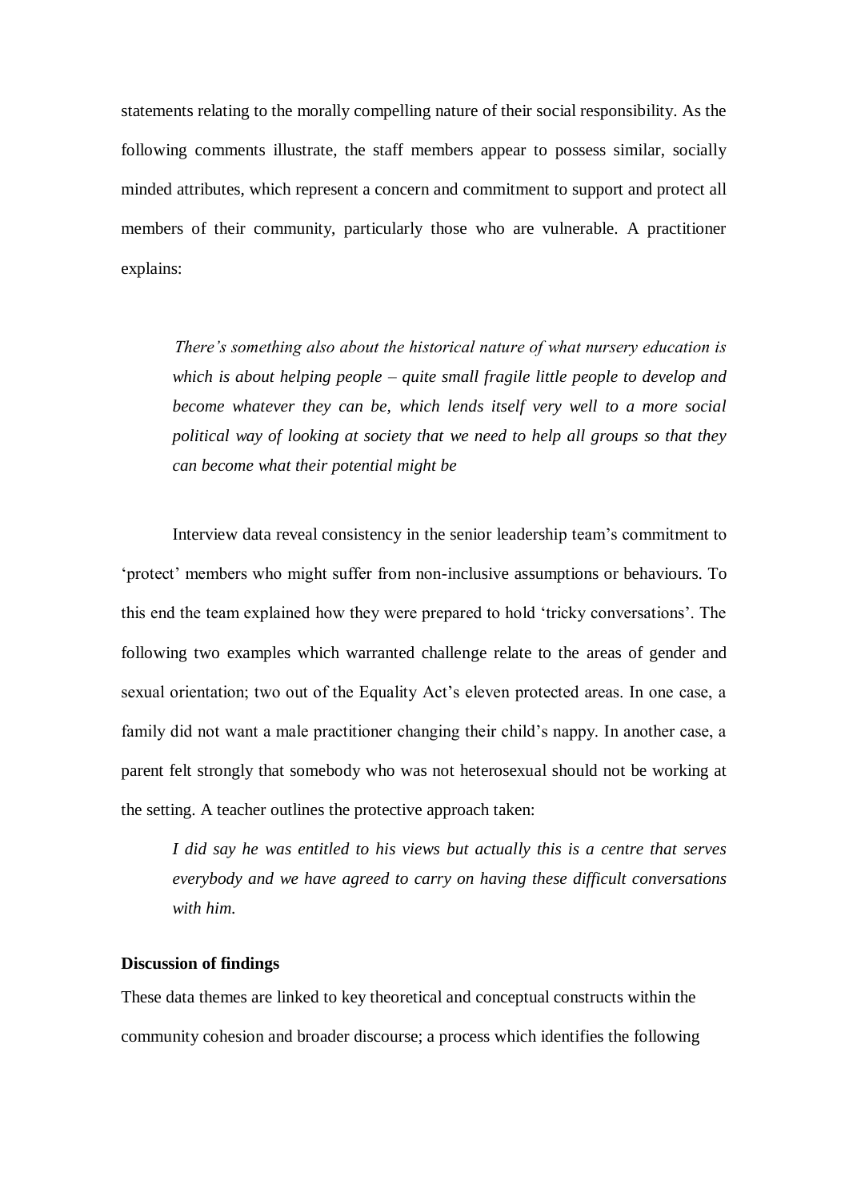statements relating to the morally compelling nature of their social responsibility. As the following comments illustrate, the staff members appear to possess similar, socially minded attributes, which represent a concern and commitment to support and protect all members of their community, particularly those who are vulnerable. A practitioner explains:

> *There's something also about the historical nature of what nursery education is which is about helping people – quite small fragile little people to develop and become whatever they can be, which lends itself very well to a more social political way of looking at society that we need to help all groups so that they can become what their potential might be*

Interview data reveal consistency in the senior leadership team's commitment to 'protect' members who might suffer from non-inclusive assumptions or behaviours. To this end the team explained how they were prepared to hold 'tricky conversations'. The following two examples which warranted challenge relate to the areas of gender and sexual orientation; two out of the Equality Act's eleven protected areas. In one case, a family did not want a male practitioner changing their child's nappy. In another case, a parent felt strongly that somebody who was not heterosexual should not be working at the setting. A teacher outlines the protective approach taken:

> *I did say he was entitled to his views but actually this is a centre that serves everybody and we have agreed to carry on having these difficult conversations with him.*

**Discussion of findings**

These data themes are linked to key theoretical and conceptual constructs within the community cohesion and broader discourse; a process which identifies the following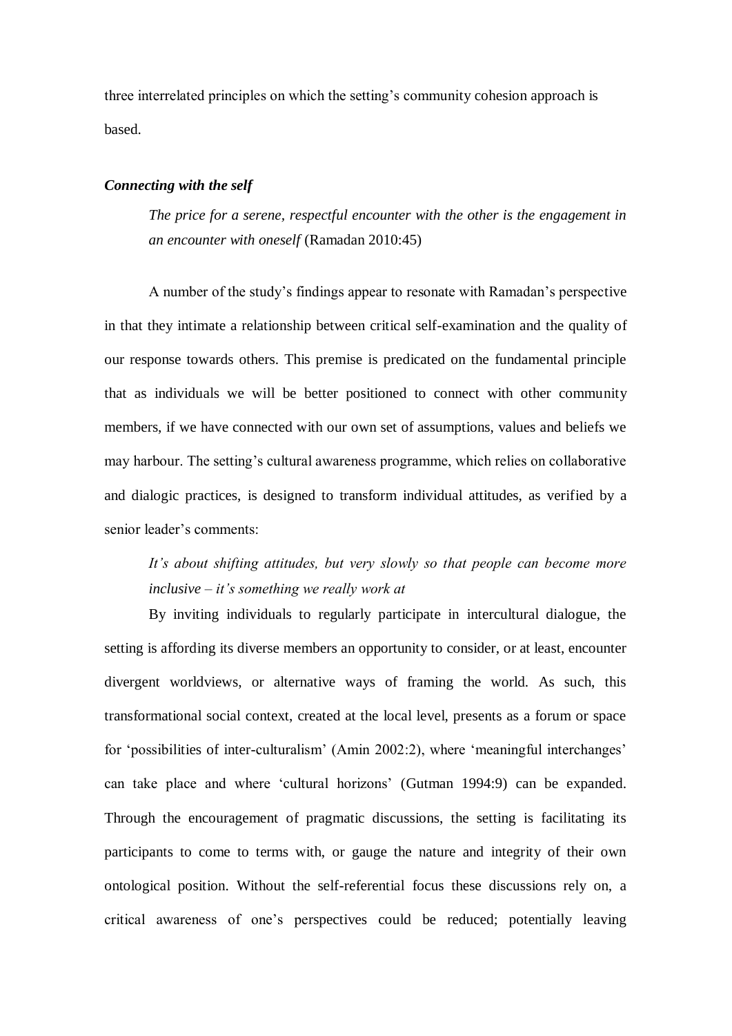three interrelated principles on which the setting's community cohesion approach is based.

### ***Connecting with the self***

> *The price for a serene, respectful encounter with the other is the engagement in an encounter with oneself* (Ramadan 2010:45)

A number of the study's findings appear to resonate with Ramadan's perspective in that they intimate a relationship between critical self-examination and the quality of our response towards others. This premise is predicated on the fundamental principle that as individuals we will be better positioned to connect with other community members, if we have connected with our own set of assumptions, values and beliefs we may harbour. The setting's cultural awareness programme, which relies on collaborative and dialogic practices, is designed to transform individual attitudes, as verified by a senior leader's comments:

> *It's about shifting attitudes, but very slowly so that people can become more inclusive – it's something we really work at*

By inviting individuals to regularly participate in intercultural dialogue, the setting is affording its diverse members an opportunity to consider, or at least, encounter divergent worldviews, or alternative ways of framing the world. As such, this transformational social context, created at the local level, presents as a forum or space for 'possibilities of inter-culturalism' (Amin 2002:2), where 'meaningful interchanges' can take place and where 'cultural horizons' (Gutman 1994:9) can be expanded. Through the encouragement of pragmatic discussions, the setting is facilitating its participants to come to terms with, or gauge the nature and integrity of their own ontological position. Without the self-referential focus these discussions rely on, a critical awareness of one's perspectives could be reduced; potentially leaving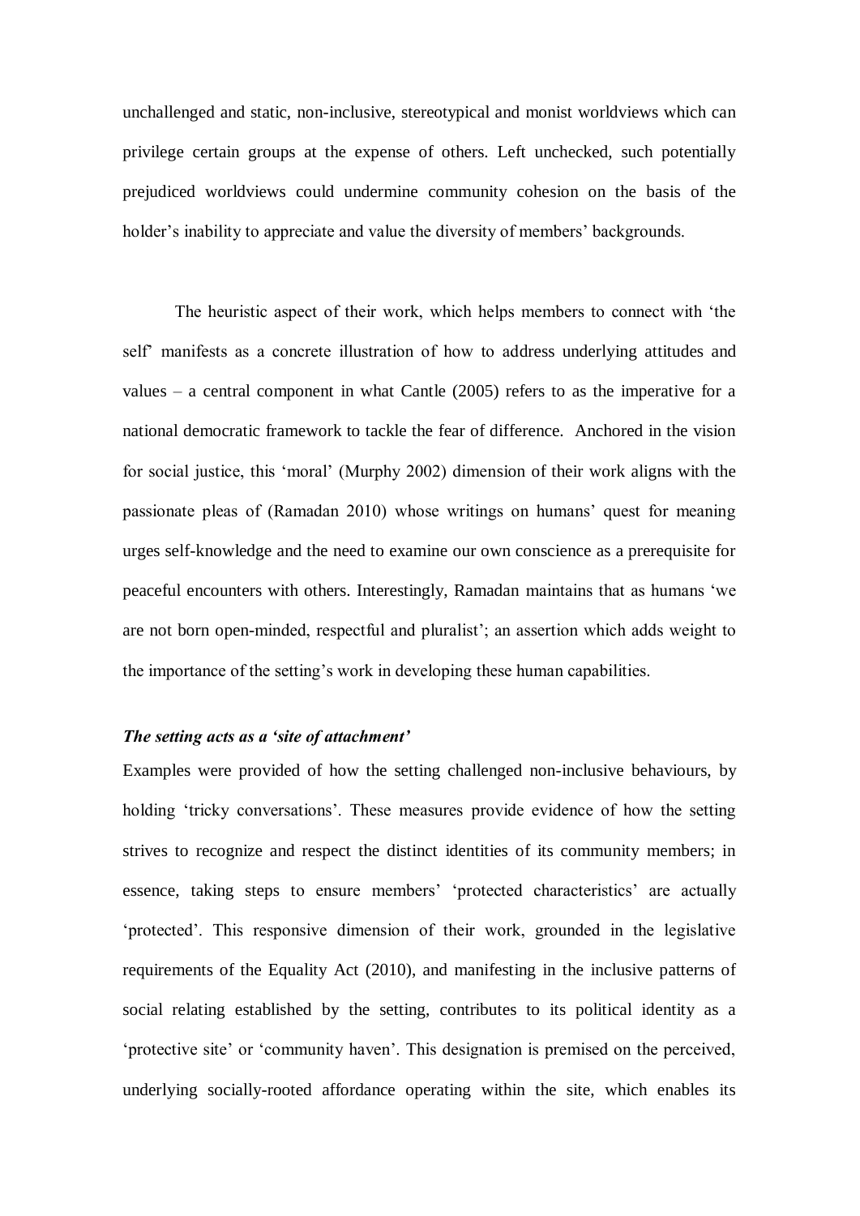unchallenged and static, non-inclusive, stereotypical and monist worldviews which can privilege certain groups at the expense of others. Left unchecked, such potentially prejudiced worldviews could undermine community cohesion on the basis of the holder's inability to appreciate and value the diversity of members' backgrounds.

The heuristic aspect of their work, which helps members to connect with 'the self' manifests as a concrete illustration of how to address underlying attitudes and values – a central component in what Cantle (2005) refers to as the imperative for a national democratic framework to tackle the fear of difference. Anchored in the vision for social justice, this 'moral' (Murphy 2002) dimension of their work aligns with the passionate pleas of (Ramadan 2010) whose writings on humans' quest for meaning urges self-knowledge and the need to examine our own conscience as a prerequisite for peaceful encounters with others. Interestingly, Ramadan maintains that as humans 'we are not born open-minded, respectful and pluralist'; an assertion which adds weight to the importance of the setting's work in developing these human capabilities.

***The setting acts as a 'site of attachment'***

Examples were provided of how the setting challenged non-inclusive behaviours, by holding 'tricky conversations'. These measures provide evidence of how the setting strives to recognize and respect the distinct identities of its community members; in essence, taking steps to ensure members' 'protected characteristics' are actually 'protected'. This responsive dimension of their work, grounded in the legislative requirements of the Equality Act (2010), and manifesting in the inclusive patterns of social relating established by the setting, contributes to its political identity as a 'protective site' or 'community haven'. This designation is premised on the perceived, underlying socially-rooted affordance operating within the site, which enables its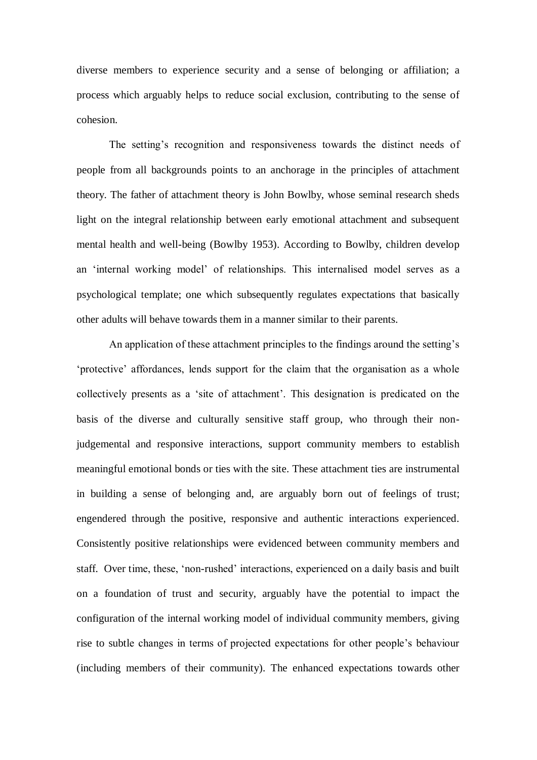diverse members to experience security and a sense of belonging or affiliation; a process which arguably helps to reduce social exclusion, contributing to the sense of cohesion.

The setting's recognition and responsiveness towards the distinct needs of people from all backgrounds points to an anchorage in the principles of attachment theory. The father of attachment theory is John Bowlby, whose seminal research sheds light on the integral relationship between early emotional attachment and subsequent mental health and well-being (Bowlby 1953). According to Bowlby, children develop an 'internal working model' of relationships. This internalised model serves as a psychological template; one which subsequently regulates expectations that basically other adults will behave towards them in a manner similar to their parents.

An application of these attachment principles to the findings around the setting's 'protective' affordances, lends support for the claim that the organisation as a whole collectively presents as a 'site of attachment'. This designation is predicated on the basis of the diverse and culturally sensitive staff group, who through their non-judgemental and responsive interactions, support community members to establish meaningful emotional bonds or ties with the site. These attachment ties are instrumental in building a sense of belonging and, are arguably born out of feelings of trust; engendered through the positive, responsive and authentic interactions experienced. Consistently positive relationships were evidenced between community members and staff. Over time, these, 'non-rushed' interactions, experienced on a daily basis and built on a foundation of trust and security, arguably have the potential to impact the configuration of the internal working model of individual community members, giving rise to subtle changes in terms of projected expectations for other people's behaviour (including members of their community). The enhanced expectations towards other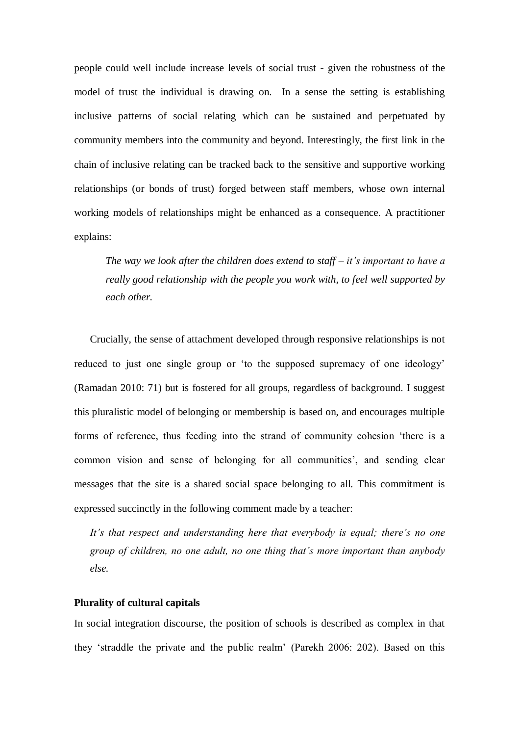people could well include increase levels of social trust - given the robustness of the model of trust the individual is drawing on. In a sense the setting is establishing inclusive patterns of social relating which can be sustained and perpetuated by community members into the community and beyond. Interestingly, the first link in the chain of inclusive relating can be tracked back to the sensitive and supportive working relationships (or bonds of trust) forged between staff members, whose own internal working models of relationships might be enhanced as a consequence. A practitioner explains:

> *The way we look after the children does extend to staff – it's important to have a really good relationship with the people you work with, to feel well supported by each other.*

Crucially, the sense of attachment developed through responsive relationships is not reduced to just one single group or 'to the supposed supremacy of one ideology' (Ramadan 2010: 71) but is fostered for all groups, regardless of background. I suggest this pluralistic model of belonging or membership is based on, and encourages multiple forms of reference, thus feeding into the strand of community cohesion 'there is a common vision and sense of belonging for all communities', and sending clear messages that the site is a shared social space belonging to all. This commitment is expressed succinctly in the following comment made by a teacher:

> *It's that respect and understanding here that everybody is equal; there's no one group of children, no one adult, no one thing that's more important than anybody else.*

**Plurality of cultural capitals**

In social integration discourse, the position of schools is described as complex in that they 'straddle the private and the public realm' (Parekh 2006: 202). Based on this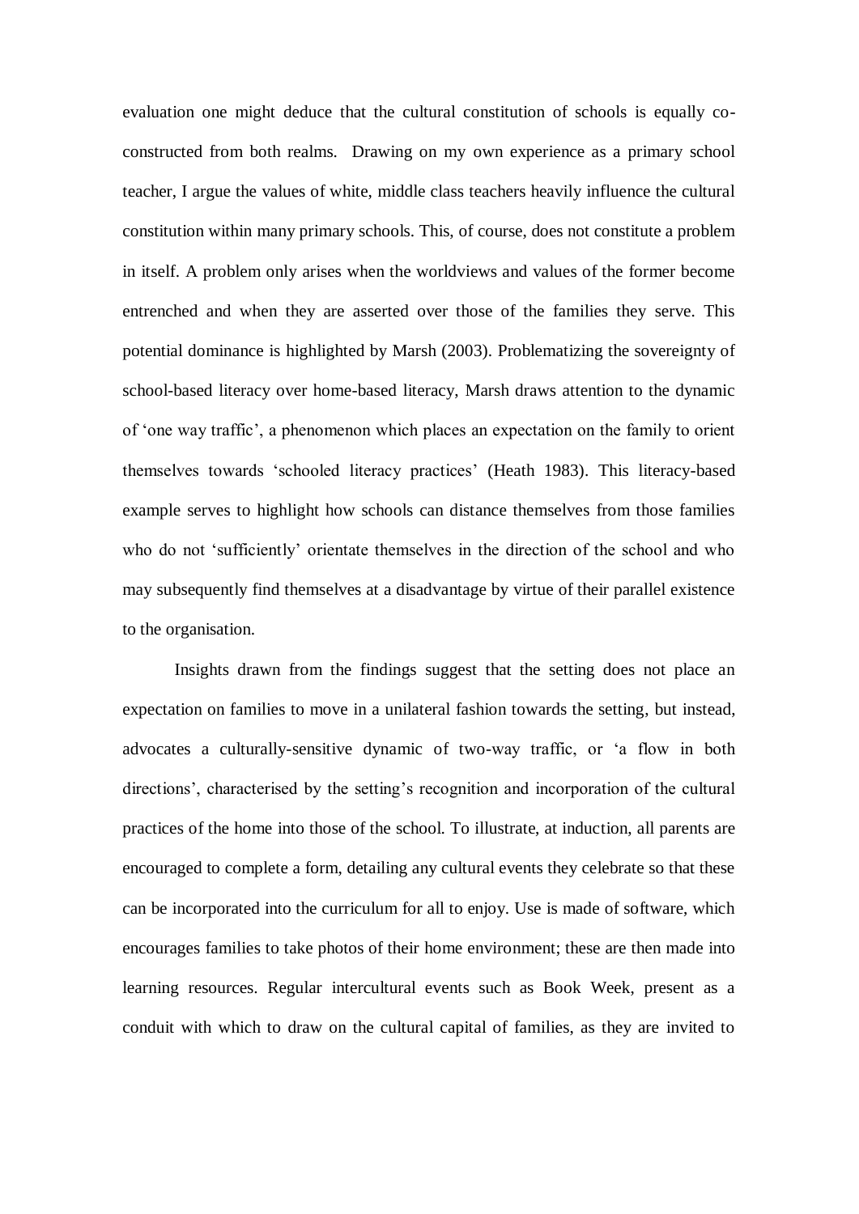evaluation one might deduce that the cultural constitution of schools is equally co-constructed from both realms. Drawing on my own experience as a primary school teacher, I argue the values of white, middle class teachers heavily influence the cultural constitution within many primary schools. This, of course, does not constitute a problem in itself. A problem only arises when the worldviews and values of the former become entrenched and when they are asserted over those of the families they serve. This potential dominance is highlighted by Marsh (2003). Problematizing the sovereignty of school-based literacy over home-based literacy, Marsh draws attention to the dynamic of 'one way traffic', a phenomenon which places an expectation on the family to orient themselves towards 'schooled literacy practices' (Heath 1983). This literacy-based example serves to highlight how schools can distance themselves from those families who do not 'sufficiently' orientate themselves in the direction of the school and who may subsequently find themselves at a disadvantage by virtue of their parallel existence to the organisation.

Insights drawn from the findings suggest that the setting does not place an expectation on families to move in a unilateral fashion towards the setting, but instead, advocates a culturally-sensitive dynamic of two-way traffic, or 'a flow in both directions', characterised by the setting's recognition and incorporation of the cultural practices of the home into those of the school. To illustrate, at induction, all parents are encouraged to complete a form, detailing any cultural events they celebrate so that these can be incorporated into the curriculum for all to enjoy. Use is made of software, which encourages families to take photos of their home environment; these are then made into learning resources. Regular intercultural events such as Book Week, present as a conduit with which to draw on the cultural capital of families, as they are invited to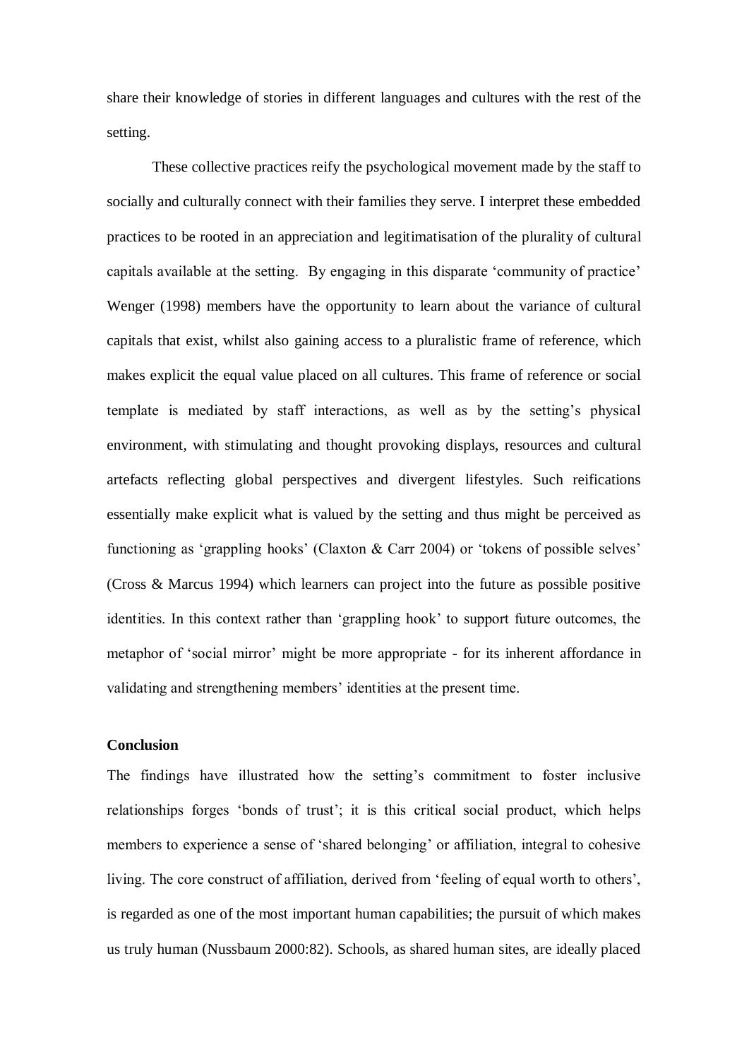share their knowledge of stories in different languages and cultures with the rest of the setting.

These collective practices reify the psychological movement made by the staff to socially and culturally connect with their families they serve. I interpret these embedded practices to be rooted in an appreciation and legitimatisation of the plurality of cultural capitals available at the setting. By engaging in this disparate 'community of practice' Wenger (1998) members have the opportunity to learn about the variance of cultural capitals that exist, whilst also gaining access to a pluralistic frame of reference, which makes explicit the equal value placed on all cultures. This frame of reference or social template is mediated by staff interactions, as well as by the setting's physical environment, with stimulating and thought provoking displays, resources and cultural artefacts reflecting global perspectives and divergent lifestyles. Such reifications essentially make explicit what is valued by the setting and thus might be perceived as functioning as 'grappling hooks' (Claxton & Carr 2004) or 'tokens of possible selves' (Cross & Marcus 1994) which learners can project into the future as possible positive identities. In this context rather than 'grappling hook' to support future outcomes, the metaphor of 'social mirror' might be more appropriate - for its inherent affordance in validating and strengthening members' identities at the present time.

**Conclusion**

The findings have illustrated how the setting's commitment to foster inclusive relationships forges 'bonds of trust'; it is this critical social product, which helps members to experience a sense of 'shared belonging' or affiliation, integral to cohesive living. The core construct of affiliation, derived from 'feeling of equal worth to others', is regarded as one of the most important human capabilities; the pursuit of which makes us truly human (Nussbaum 2000:82). Schools, as shared human sites, are ideally placed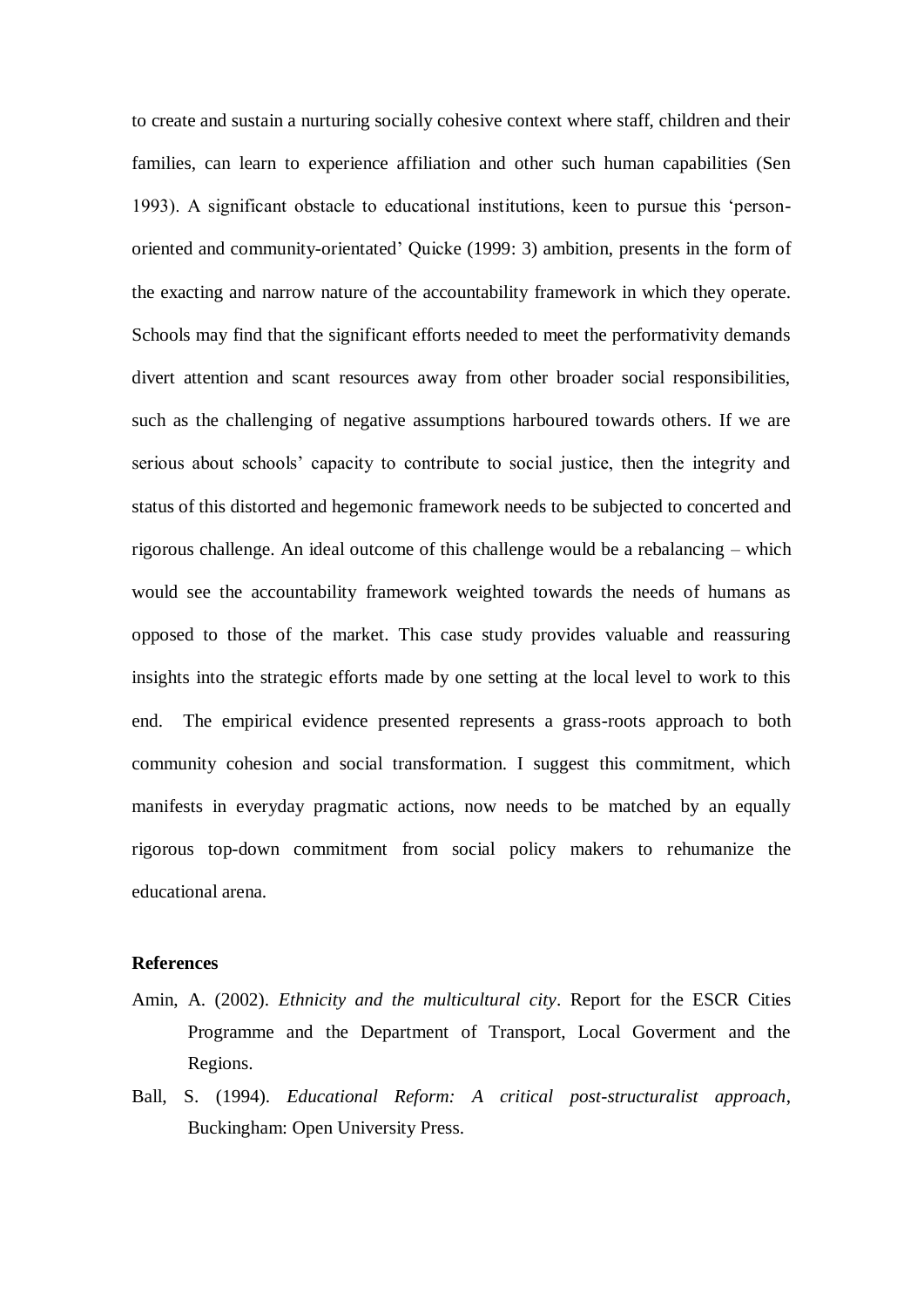to create and sustain a nurturing socially cohesive context where staff, children and their families, can learn to experience affiliation and other such human capabilities (Sen 1993). A significant obstacle to educational institutions, keen to pursue this 'person-oriented and community-orientated' Quicke (1999: 3) ambition, presents in the form of the exacting and narrow nature of the accountability framework in which they operate. Schools may find that the significant efforts needed to meet the performativity demands divert attention and scant resources away from other broader social responsibilities, such as the challenging of negative assumptions harboured towards others. If we are serious about schools' capacity to contribute to social justice, then the integrity and status of this distorted and hegemonic framework needs to be subjected to concerted and rigorous challenge. An ideal outcome of this challenge would be a rebalancing – which would see the accountability framework weighted towards the needs of humans as opposed to those of the market. This case study provides valuable and reassuring insights into the strategic efforts made by one setting at the local level to work to this end. The empirical evidence presented represents a grass-roots approach to both community cohesion and social transformation. I suggest this commitment, which manifests in everyday pragmatic actions, now needs to be matched by an equally rigorous top-down commitment from social policy makers to rehumanize the educational arena.

**References**

Amin, A. (2002). *Ethnicity and the multicultural city*. Report for the ESCR Cities Programme and the Department of Transport, Local Goverment and the Regions.

Ball, S. (1994). *Educational Reform: A critical post-structuralist approach*, Buckingham: Open University Press.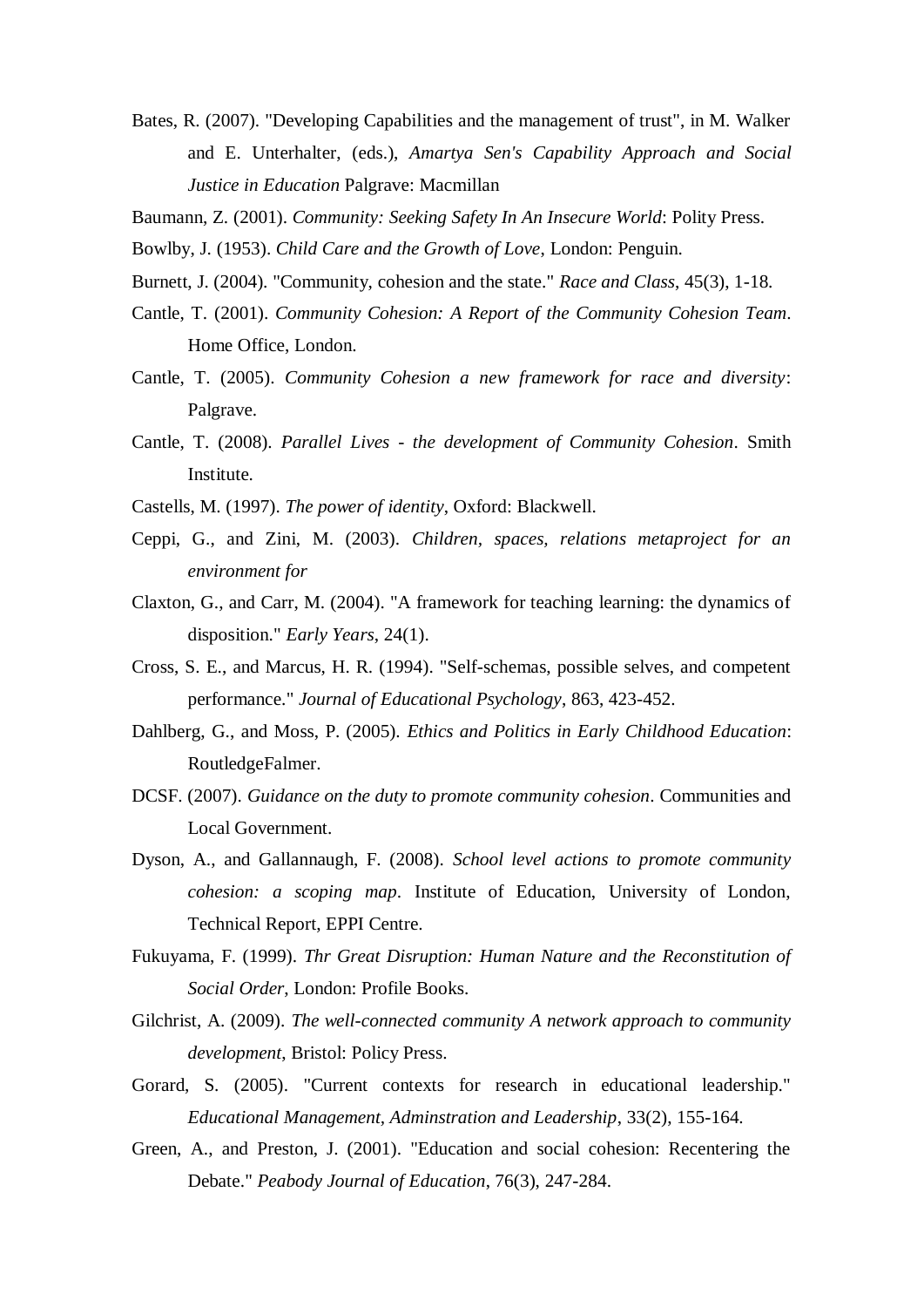Bates, R. (2007). "Developing Capabilities and the management of trust", in M. Walker and E. Unterhalter, (eds.), *Amartya Sen's Capability Approach and Social Justice in Education* Palgrave: Macmillan

Baumann, Z. (2001). *Community: Seeking Safety In An Insecure World*: Polity Press.

Bowlby, J. (1953). *Child Care and the Growth of Love*, London: Penguin.

Burnett, J. (2004). "Community, cohesion and the state." *Race and Class*, 45(3), 1-18.

Cantle, T. (2001). *Community Cohesion: A Report of the Community Cohesion Team*. Home Office, London.

Cantle, T. (2005). *Community Cohesion a new framework for race and diversity*: Palgrave.

Cantle, T. (2008). *Parallel Lives - the development of Community Cohesion*. Smith Institute.

Castells, M. (1997). *The power of identity*, Oxford: Blackwell.

Ceppi, G., and Zini, M. (2003). *Children, spaces, relations metaproject for an environment for*

Claxton, G., and Carr, M. (2004). "A framework for teaching learning: the dynamics of disposition." *Early Years*, 24(1).

Cross, S. E., and Marcus, H. R. (1994). "Self-schemas, possible selves, and competent performance." *Journal of Educational Psychology*, 863, 423-452.

Dahlberg, G., and Moss, P. (2005). *Ethics and Politics in Early Childhood Education*: RoutledgeFalmer.

DCSF. (2007). *Guidance on the duty to promote community cohesion*. Communities and Local Government.

Dyson, A., and Gallannaugh, F. (2008). *School level actions to promote community cohesion: a scoping map*. Institute of Education, University of London, Technical Report, EPPI Centre.

Fukuyama, F. (1999). *Thr Great Disruption: Human Nature and the Reconstitution of Social Order*, London: Profile Books.

Gilchrist, A. (2009). *The well-connected community A network approach to community development*, Bristol: Policy Press.

Gorard, S. (2005). "Current contexts for research in educational leadership." *Educational Management, Adminstration and Leadership*, 33(2), 155-164.

Green, A., and Preston, J. (2001). "Education and social cohesion: Recentering the Debate." *Peabody Journal of Education*, 76(3), 247-284.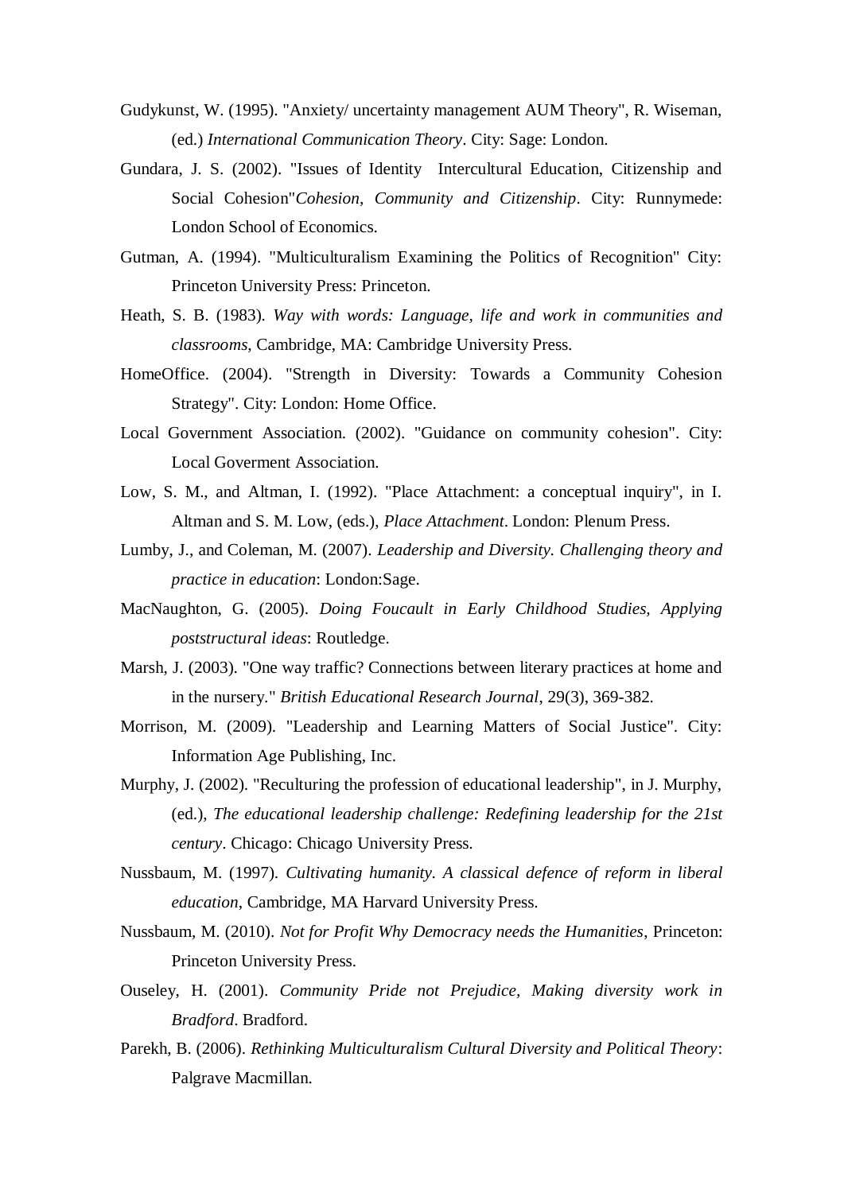Gudykunst, W. (1995). "Anxiety/ uncertainty management AUM Theory", R. Wiseman, (ed.) *International Communication Theory*. City: Sage: London.

Gundara, J. S. (2002). "Issues of Identity Intercultural Education, Citizenship and Social Cohesion"*Cohesion, Community and Citizenship*. City: Runnymede: London School of Economics.

Gutman, A. (1994). "Multiculturalism Examining the Politics of Recognition" City: Princeton University Press: Princeton.

Heath, S. B. (1983). *Way with words: Language, life and work in communities and classrooms*, Cambridge, MA: Cambridge University Press.

HomeOffice. (2004). "Strength in Diversity: Towards a Community Cohesion Strategy". City: London: Home Office.

Local Government Association. (2002). "Guidance on community cohesion". City: Local Goverment Association.

Low, S. M., and Altman, I. (1992). "Place Attachment: a conceptual inquiry", in I. Altman and S. M. Low, (eds.), *Place Attachment*. London: Plenum Press.

Lumby, J., and Coleman, M. (2007). *Leadership and Diversity. Challenging theory and practice in education*: London:Sage.

MacNaughton, G. (2005). *Doing Foucault in Early Childhood Studies, Applying poststructural ideas*: Routledge.

Marsh, J. (2003). "One way traffic? Connections between literary practices at home and in the nursery." *British Educational Research Journal*, 29(3), 369-382.

Morrison, M. (2009). "Leadership and Learning Matters of Social Justice". City: Information Age Publishing, Inc.

Murphy, J. (2002). "Reculturing the profession of educational leadership", in J. Murphy, (ed.), *The educational leadership challenge: Redefining leadership for the 21st century*. Chicago: Chicago University Press.

Nussbaum, M. (1997). *Cultivating humanity. A classical defence of reform in liberal education*, Cambridge, MA Harvard University Press.

Nussbaum, M. (2010). *Not for Profit Why Democracy needs the Humanities*, Princeton: Princeton University Press.

Ouseley, H. (2001). *Community Pride not Prejudice, Making diversity work in Bradford*. Bradford.

Parekh, B. (2006). *Rethinking Multiculturalism Cultural Diversity and Political Theory*: Palgrave Macmillan.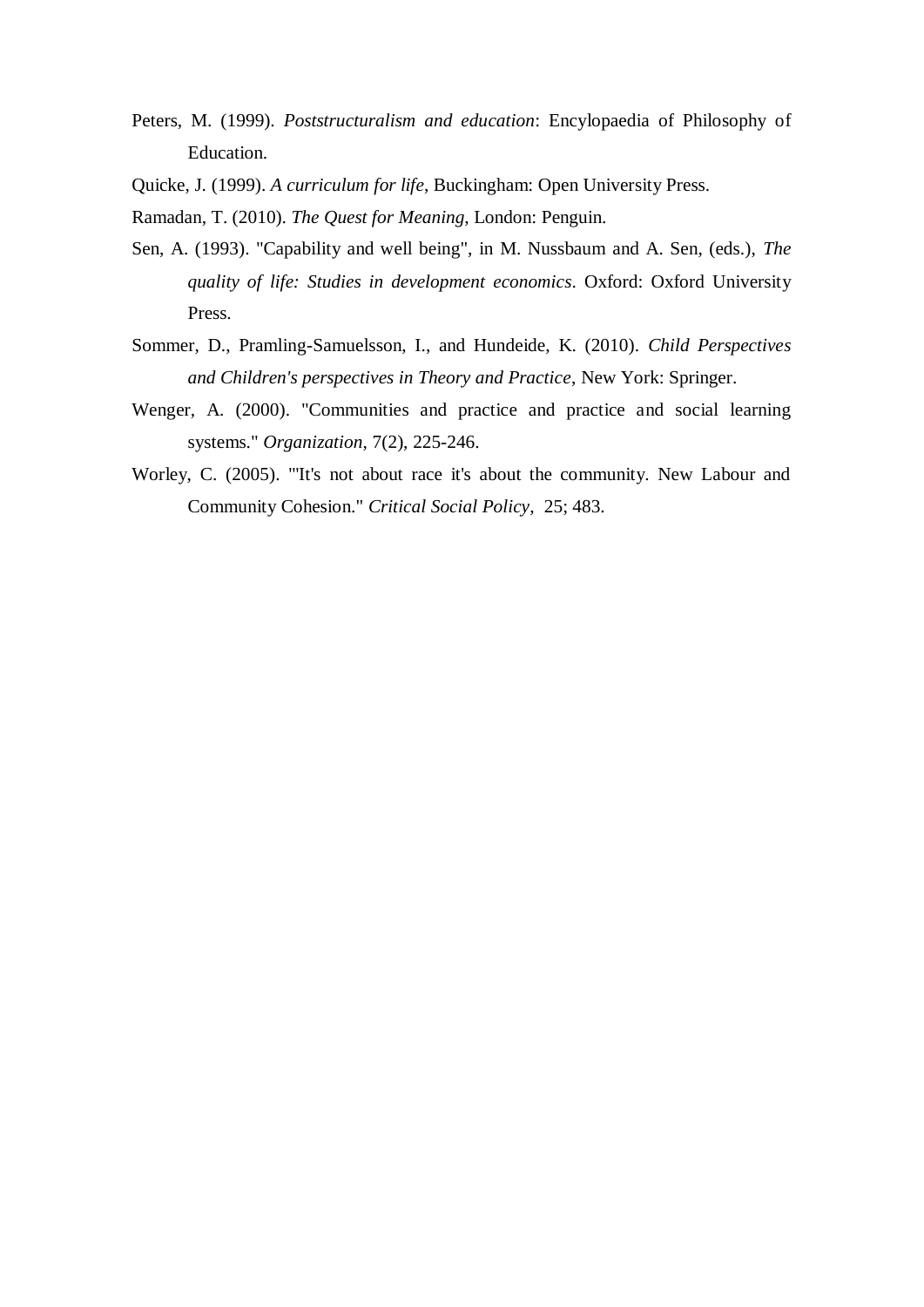Peters, M. (1999). *Poststructuralism and education*: Encylopaedia of Philosophy of Education.

Quicke, J. (1999). *A curriculum for life*, Buckingham: Open University Press.

Ramadan, T. (2010). *The Quest for Meaning*, London: Penguin.

Sen, A. (1993). "Capability and well being", in M. Nussbaum and A. Sen, (eds.), *The quality of life: Studies in development economics*. Oxford: Oxford University Press.

Sommer, D., Pramling-Samuelsson, I., and Hundeide, K. (2010). *Child Perspectives and Children's perspectives in Theory and Practice*, New York: Springer.

Wenger, A. (2000). "Communities and practice and practice and social learning systems." *Organization*, 7(2), 225-246.

Worley, C. (2005). "'It's not about race it's about the community. New Labour and Community Cohesion." *Critical Social Policy*, 25; 483.